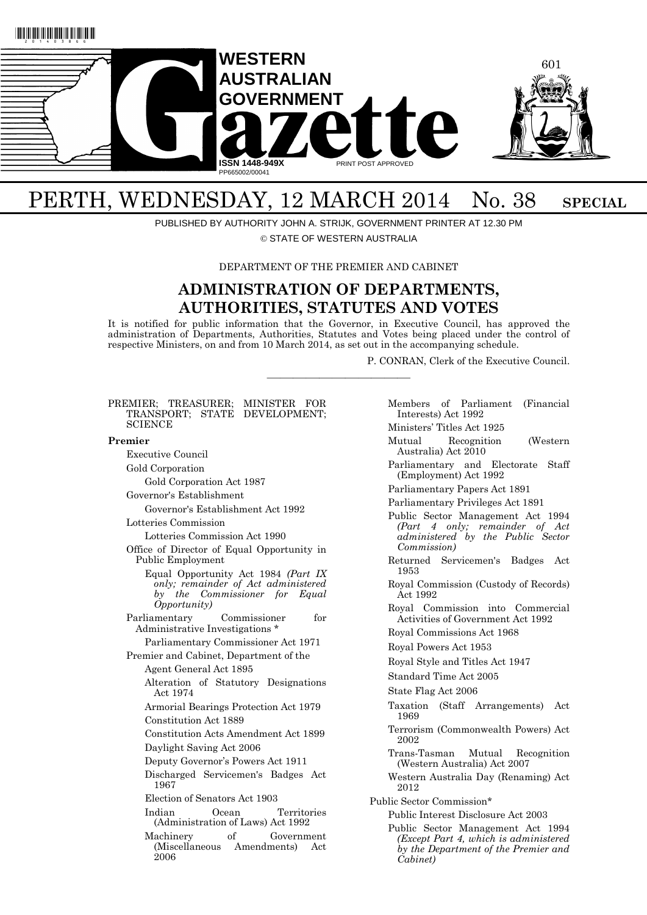# WESTERN AUSTRALIAN GOVERNMENT Gazette

ISSN 1448-949X PRINT POST APPROVED PP665002/00041

# PERTH, WEDNESDAY, 12 MARCH 2014 No. 38 SPECIAL

PUBLISHED BY AUTHORITY JOHN A. STRIJK, GOVERNMENT PRINTER AT 12.30 PM

© STATE OF WESTERN AUSTRALIA

DEPARTMENT OF THE PREMIER AND CABINET

## ADMINISTRATION OF DEPARTMENTS, AUTHORITIES, STATUTES AND VOTES

It is notified for public information that the Governor, in Executive Council, has approved the administration of Departments, Authorities, Statutes and Votes being placed under the control of respective Ministers, on and from 10 March 2014, as set out in the accompanying schedule.

P. CONRAN, Clerk of the Executive Council.

---

PREMIER; TREASURER; MINISTER FOR TRANSPORT; STATE DEVELOPMENT; SCIENCE

**Premier**

- Executive Council
- Gold Corporation
  - Gold Corporation Act 1987
- Governor's Establishment
  - Governor's Establishment Act 1992
- Lotteries Commission
  - Lotteries Commission Act 1990
- Office of Director of Equal Opportunity in Public Employment
  - Equal Opportunity Act 1984 *(Part IX only; remainder of Act administered by the Commissioner for Equal Opportunity)*
- Parliamentary Commissioner for Administrative Investigations *
  - Parliamentary Commissioner Act 1971
- Premier and Cabinet, Department of the
  - Agent General Act 1895
  - Alteration of Statutory Designations Act 1974
  - Armorial Bearings Protection Act 1979
  - Constitution Act 1889
  - Constitution Acts Amendment Act 1899
  - Daylight Saving Act 2006
  - Deputy Governor's Powers Act 1911
  - Discharged Servicemen's Badges Act 1967
  - Election of Senators Act 1903
  - Indian Ocean Territories (Administration of Laws) Act 1992
  - Machinery of Government (Miscellaneous Amendments) Act 2006
  - Members of Parliament (Financial Interests) Act 1992
  - Ministers' Titles Act 1925
  - Mutual Recognition (Western Australia) Act 2010
  - Parliamentary and Electorate Staff (Employment) Act 1992
  - Parliamentary Papers Act 1891
  - Parliamentary Privileges Act 1891
  - Public Sector Management Act 1994 *(Part 4 only; remainder of Act administered by the Public Sector Commission)*
  - Returned Servicemen's Badges Act 1953
  - Royal Commission (Custody of Records) Act 1992
  - Royal Commission into Commercial Activities of Government Act 1992
  - Royal Commissions Act 1968
  - Royal Powers Act 1953
  - Royal Style and Titles Act 1947
  - Standard Time Act 2005
  - State Flag Act 2006
  - Taxation (Staff Arrangements) Act 1969
  - Terrorism (Commonwealth Powers) Act 2002
  - Trans-Tasman Mutual Recognition (Western Australia) Act 2007
  - Western Australia Day (Renaming) Act 2012
- Public Sector Commission*
  - Public Interest Disclosure Act 2003
  - Public Sector Management Act 1994 *(Except Part 4, which is administered by the Department of the Premier and Cabinet)*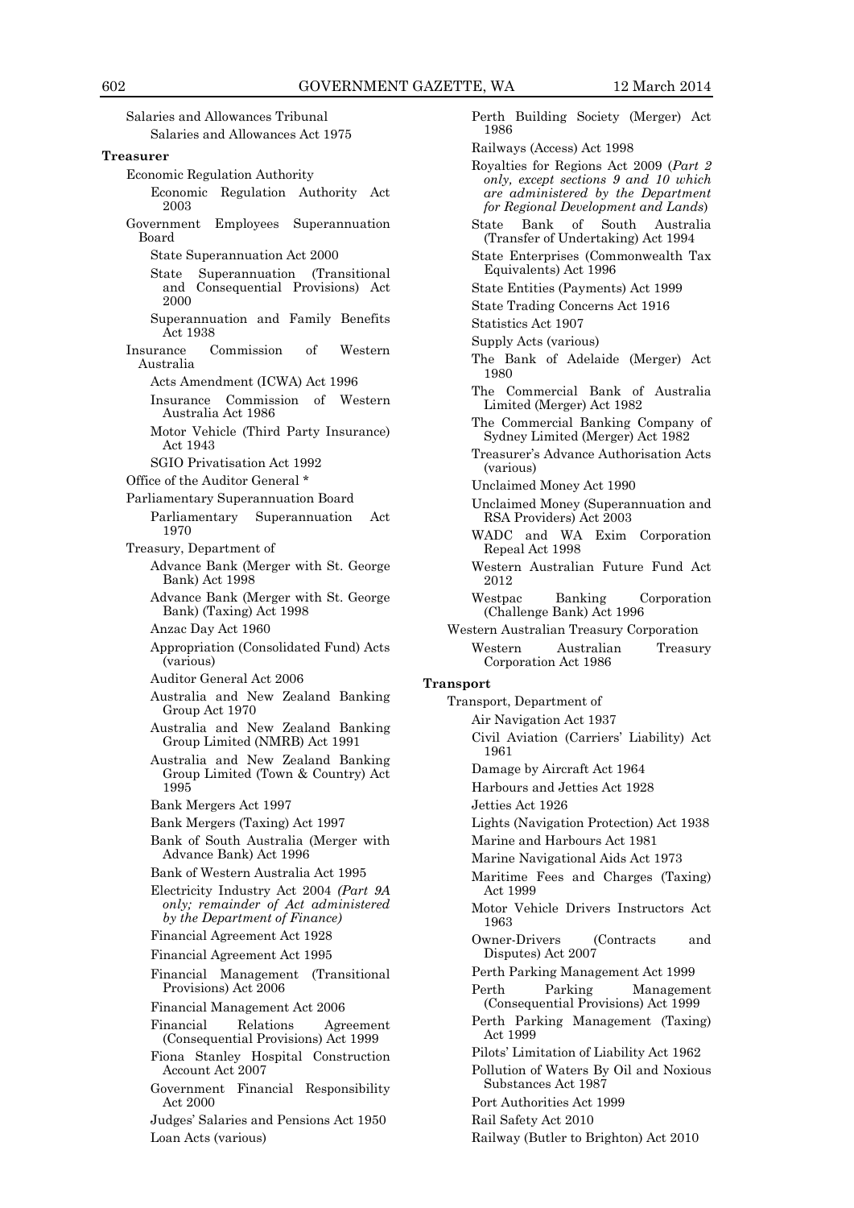Salaries and Allowances Tribunal
- Salaries and Allowances Act 1975

**Treasurer**

Economic Regulation Authority
- Economic Regulation Authority Act 2003

Government Employees Superannuation Board
- State Superannuation Act 2000
- State Superannuation (Transitional and Consequential Provisions) Act 2000
- Superannuation and Family Benefits Act 1938

Insurance Commission of Western Australia
- Acts Amendment (ICWA) Act 1996
- Insurance Commission of Western Australia Act 1986
- Motor Vehicle (Third Party Insurance) Act 1943
- SGIO Privatisation Act 1992

Office of the Auditor General *

Parliamentary Superannuation Board
- Parliamentary Superannuation Act 1970

Treasury, Department of
- Advance Bank (Merger with St. George Bank) Act 1998
- Advance Bank (Merger with St. George Bank) (Taxing) Act 1998
- Anzac Day Act 1960
- Appropriation (Consolidated Fund) Acts (various)
- Auditor General Act 2006
- Australia and New Zealand Banking Group Act 1970
- Australia and New Zealand Banking Group Limited (NMRB) Act 1991
- Australia and New Zealand Banking Group Limited (Town & Country) Act 1995
- Bank Mergers Act 1997
- Bank Mergers (Taxing) Act 1997
- Bank of South Australia (Merger with Advance Bank) Act 1996
- Bank of Western Australia Act 1995
- Electricity Industry Act 2004 *(Part 9A only; remainder of Act administered by the Department of Finance)*
- Financial Agreement Act 1928
- Financial Agreement Act 1995
- Financial Management (Transitional Provisions) Act 2006
- Financial Management Act 2006
- Financial Relations Agreement (Consequential Provisions) Act 1999
- Fiona Stanley Hospital Construction Account Act 2007
- Government Financial Responsibility Act 2000
- Judges' Salaries and Pensions Act 1950
- Loan Acts (various)
- Perth Building Society (Merger) Act 1986
- Railways (Access) Act 1998
- Royalties for Regions Act 2009 (*Part 2 only, except sections 9 and 10 which are administered by the Department for Regional Development and Lands*)
- State Bank of South Australia (Transfer of Undertaking) Act 1994
- State Enterprises (Commonwealth Tax Equivalents) Act 1996
- State Entities (Payments) Act 1999
- State Trading Concerns Act 1916
- Statistics Act 1907
- Supply Acts (various)
- The Bank of Adelaide (Merger) Act 1980
- The Commercial Bank of Australia Limited (Merger) Act 1982
- The Commercial Banking Company of Sydney Limited (Merger) Act 1982
- Treasurer's Advance Authorisation Acts (various)
- Unclaimed Money Act 1990
- Unclaimed Money (Superannuation and RSA Providers) Act 2003
- WADC and WA Exim Corporation Repeal Act 1998
- Western Australian Future Fund Act 2012
- Westpac Banking Corporation (Challenge Bank) Act 1996

Western Australian Treasury Corporation
- Western Australian Treasury Corporation Act 1986

**Transport**

Transport, Department of
- Air Navigation Act 1937
- Civil Aviation (Carriers' Liability) Act 1961
- Damage by Aircraft Act 1964
- Harbours and Jetties Act 1928
- Jetties Act 1926
- Lights (Navigation Protection) Act 1938
- Marine and Harbours Act 1981
- Marine Navigational Aids Act 1973
- Maritime Fees and Charges (Taxing) Act 1999
- Motor Vehicle Drivers Instructors Act 1963
- Owner-Drivers (Contracts and Disputes) Act 2007
- Perth Parking Management Act 1999
- Perth Parking Management (Consequential Provisions) Act 1999
- Perth Parking Management (Taxing) Act 1999
- Pilots' Limitation of Liability Act 1962
- Pollution of Waters By Oil and Noxious Substances Act 1987
- Port Authorities Act 1999
- Rail Safety Act 2010
- Railway (Butler to Brighton) Act 2010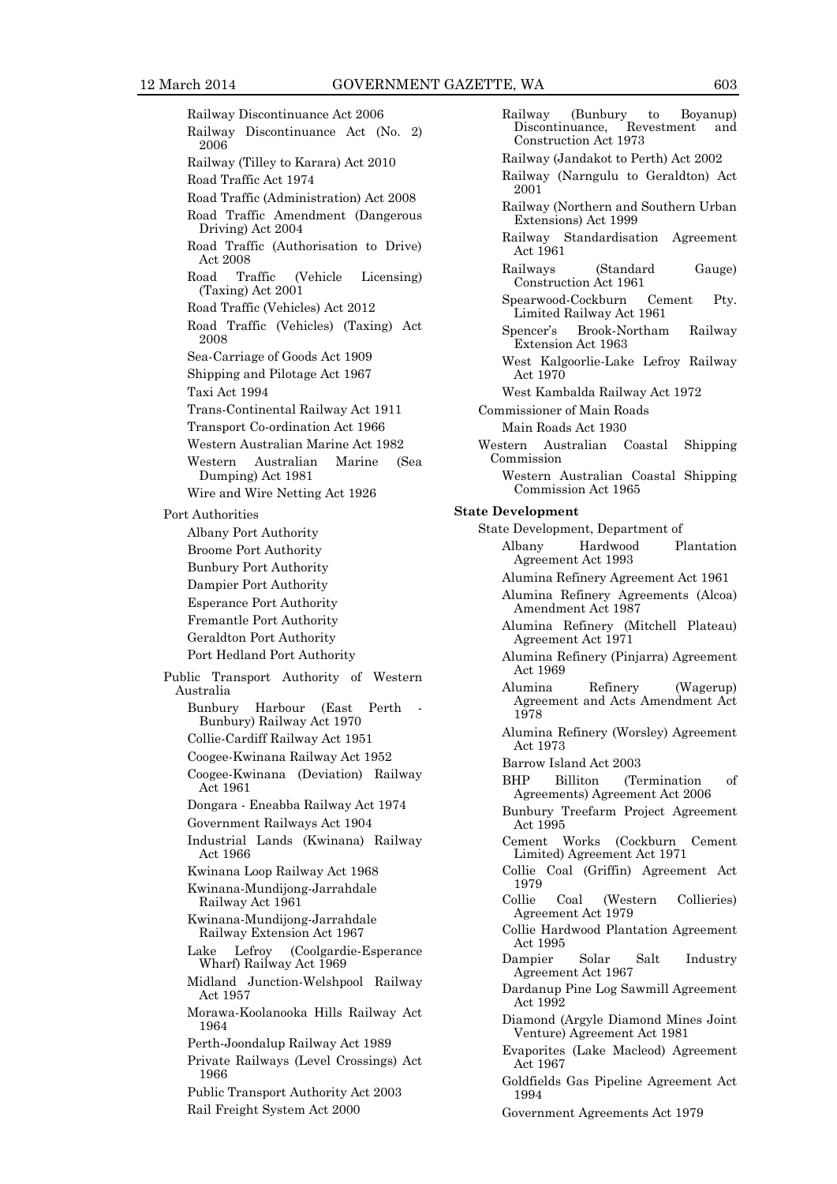Railway Discontinuance Act 2006

Railway Discontinuance Act (No. 2) 2006

Railway (Tilley to Karara) Act 2010

Road Traffic Act 1974

Road Traffic (Administration) Act 2008

Road Traffic Amendment (Dangerous Driving) Act 2004

Road Traffic (Authorisation to Drive) Act 2008

Road Traffic (Vehicle Licensing) (Taxing) Act 2001

Road Traffic (Vehicles) Act 2012

Road Traffic (Vehicles) (Taxing) Act 2008

Sea-Carriage of Goods Act 1909

Shipping and Pilotage Act 1967

Taxi Act 1994

Trans-Continental Railway Act 1911

Transport Co-ordination Act 1966

Western Australian Marine Act 1982

Western Australian Marine (Sea Dumping) Act 1981

Wire and Wire Netting Act 1926

Port Authorities

Albany Port Authority

Broome Port Authority

Bunbury Port Authority

Dampier Port Authority

Esperance Port Authority

Fremantle Port Authority

Geraldton Port Authority

Port Hedland Port Authority

Public Transport Authority of Western Australia

Bunbury Harbour (East Perth - Bunbury) Railway Act 1970

Collie-Cardiff Railway Act 1951

Coogee-Kwinana Railway Act 1952

Coogee-Kwinana (Deviation) Railway Act 1961

Dongara - Eneabba Railway Act 1974

Government Railways Act 1904

Industrial Lands (Kwinana) Railway Act 1966

Kwinana Loop Railway Act 1968

Kwinana-Mundijong-Jarrahdale Railway Act 1961

Kwinana-Mundijong-Jarrahdale Railway Extension Act 1967

Lake Lefroy (Coolgardie-Esperance Wharf) Railway Act 1969

Midland Junction-Welshpool Railway Act 1957

Morawa-Koolanooka Hills Railway Act 1964

Perth-Joondalup Railway Act 1989

Private Railways (Level Crossings) Act 1966

Public Transport Authority Act 2003

Rail Freight System Act 2000

Railway (Bunbury to Boyanup) Discontinuance, Revestment and Construction Act 1973

Railway (Jandakot to Perth) Act 2002

Railway (Narngulu to Geraldton) Act 2001

Railway (Northern and Southern Urban Extensions) Act 1999

Railway Standardisation Agreement Act 1961

Railways (Standard Gauge) Construction Act 1961

Spearwood-Cockburn Cement Pty. Limited Railway Act 1961

Spencer's Brook-Northam Railway Extension Act 1963

West Kalgoorlie-Lake Lefroy Railway Act 1970

West Kambalda Railway Act 1972

Commissioner of Main Roads

Main Roads Act 1930

Western Australian Coastal Shipping Commission

Western Australian Coastal Shipping Commission Act 1965

**State Development**

State Development, Department of

Albany Hardwood Plantation Agreement Act 1993

Alumina Refinery Agreement Act 1961

Alumina Refinery Agreements (Alcoa) Amendment Act 1987

Alumina Refinery (Mitchell Plateau) Agreement Act 1971

Alumina Refinery (Pinjarra) Agreement Act 1969

Alumina Refinery (Wagerup) Agreement and Acts Amendment Act 1978

Alumina Refinery (Worsley) Agreement Act 1973

Barrow Island Act 2003

BHP Billiton (Termination of Agreements) Agreement Act 2006

Bunbury Treefarm Project Agreement Act 1995

Cement Works (Cockburn Cement Limited) Agreement Act 1971

Collie Coal (Griffin) Agreement Act 1979

Collie Coal (Western Collieries) Agreement Act 1979

Collie Hardwood Plantation Agreement Act 1995

Dampier Solar Salt Industry Agreement Act 1967

Dardanup Pine Log Sawmill Agreement Act 1992

Diamond (Argyle Diamond Mines Joint Venture) Agreement Act 1981

Evaporites (Lake Macleod) Agreement Act 1967

Goldfields Gas Pipeline Agreement Act 1994

Government Agreements Act 1979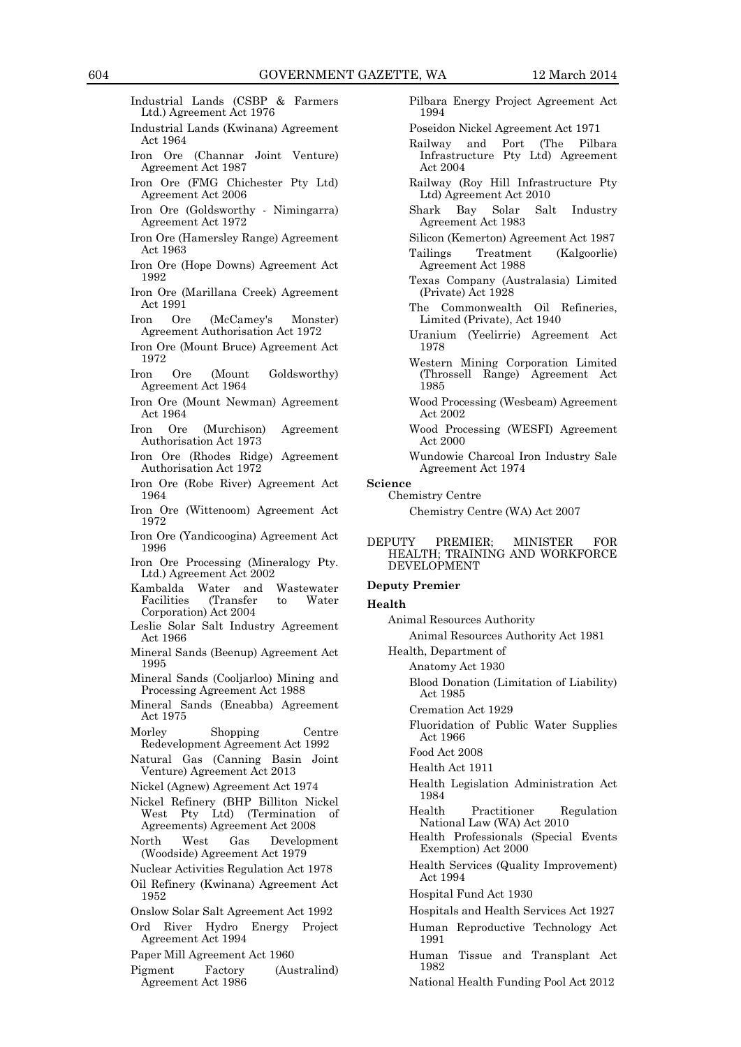Industrial Lands (CSBP & Farmers Ltd.) Agreement Act 1976

Industrial Lands (Kwinana) Agreement Act 1964

Iron Ore (Channar Joint Venture) Agreement Act 1987

Iron Ore (FMG Chichester Pty Ltd) Agreement Act 2006

Iron Ore (Goldsworthy - Nimingarra) Agreement Act 1972

Iron Ore (Hamersley Range) Agreement Act 1963

Iron Ore (Hope Downs) Agreement Act 1992

Iron Ore (Marillana Creek) Agreement Act 1991

Iron Ore (McCamey's Monster) Agreement Authorisation Act 1972

Iron Ore (Mount Bruce) Agreement Act 1972

Iron Ore (Mount Goldsworthy) Agreement Act 1964

Iron Ore (Mount Newman) Agreement Act 1964

Iron Ore (Murchison) Agreement Authorisation Act 1973

Iron Ore (Rhodes Ridge) Agreement Authorisation Act 1972

Iron Ore (Robe River) Agreement Act 1964

Iron Ore (Wittenoom) Agreement Act 1972

Iron Ore (Yandicoogina) Agreement Act 1996

Iron Ore Processing (Mineralogy Pty. Ltd.) Agreement Act 2002

Kambalda Water and Wastewater Facilities (Transfer to Water Corporation) Act 2004

Leslie Solar Salt Industry Agreement Act 1966

Mineral Sands (Beenup) Agreement Act 1995

Mineral Sands (Cooljarloo) Mining and Processing Agreement Act 1988

Mineral Sands (Eneabba) Agreement Act 1975

Morley Shopping Centre Redevelopment Agreement Act 1992

Natural Gas (Canning Basin Joint Venture) Agreement Act 2013

Nickel (Agnew) Agreement Act 1974

Nickel Refinery (BHP Billiton Nickel West Pty Ltd) (Termination of Agreements) Agreement Act 2008

North West Gas Development (Woodside) Agreement Act 1979

Nuclear Activities Regulation Act 1978

Oil Refinery (Kwinana) Agreement Act 1952

Onslow Solar Salt Agreement Act 1992

Ord River Hydro Energy Project Agreement Act 1994

Paper Mill Agreement Act 1960

Pigment Factory (Australind) Agreement Act 1986

Pilbara Energy Project Agreement Act 1994

Poseidon Nickel Agreement Act 1971

Railway and Port (The Pilbara Infrastructure Pty Ltd) Agreement Act 2004

Railway (Roy Hill Infrastructure Pty Ltd) Agreement Act 2010

Shark Bay Solar Salt Industry Agreement Act 1983

Silicon (Kemerton) Agreement Act 1987

Tailings Treatment (Kalgoorlie) Agreement Act 1988

Texas Company (Australasia) Limited (Private) Act 1928

The Commonwealth Oil Refineries, Limited (Private), Act 1940

Uranium (Yeelirrie) Agreement Act 1978

Western Mining Corporation Limited (Throssell Range) Agreement Act 1985

Wood Processing (Wesbeam) Agreement Act 2002

Wood Processing (WESFI) Agreement Act 2000

Wundowie Charcoal Iron Industry Sale Agreement Act 1974

**Science**

Chemistry Centre

Chemistry Centre (WA) Act 2007

DEPUTY PREMIER; MINISTER FOR HEALTH; TRAINING AND WORKFORCE DEVELOPMENT

**Deputy Premier**

**Health**

Animal Resources Authority

Animal Resources Authority Act 1981

Health, Department of

Anatomy Act 1930

Blood Donation (Limitation of Liability) Act 1985

Cremation Act 1929

Fluoridation of Public Water Supplies Act 1966

Food Act 2008

Health Act 1911

Health Legislation Administration Act 1984

Health Practitioner Regulation National Law (WA) Act 2010

Health Professionals (Special Events Exemption) Act 2000

Health Services (Quality Improvement) Act 1994

Hospital Fund Act 1930

Hospitals and Health Services Act 1927

Human Reproductive Technology Act 1991

Human Tissue and Transplant Act 1982

National Health Funding Pool Act 2012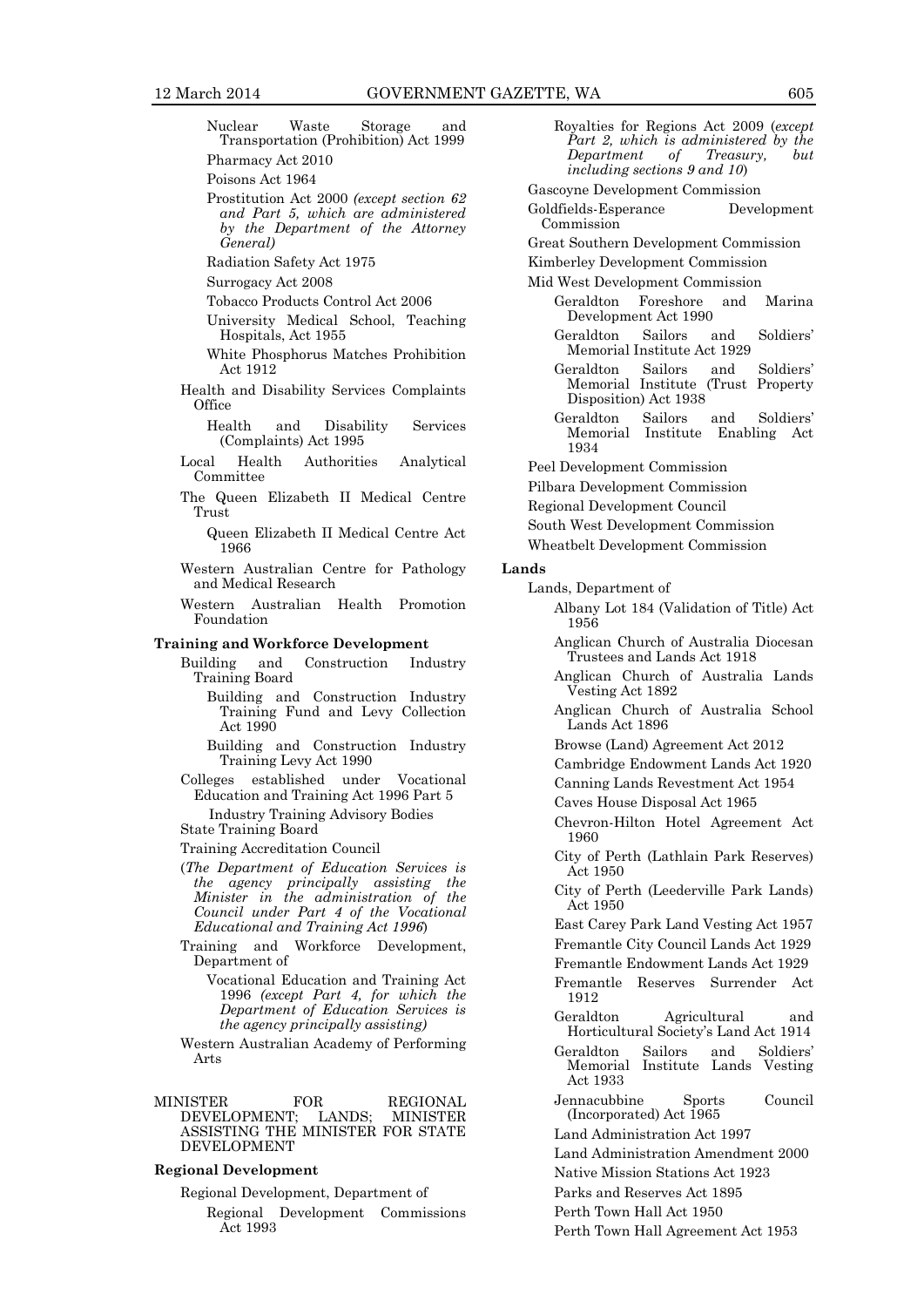Nuclear Waste Storage and Transportation (Prohibition) Act 1999

Pharmacy Act 2010

Poisons Act 1964

Prostitution Act 2000 *(except section 62 and Part 5, which are administered by the Department of the Attorney General)*

Radiation Safety Act 1975

Surrogacy Act 2008

Tobacco Products Control Act 2006

University Medical School, Teaching Hospitals, Act 1955

White Phosphorus Matches Prohibition Act 1912

Health and Disability Services Complaints Office

Health and Disability Services (Complaints) Act 1995

Local Health Authorities Analytical Committee

The Queen Elizabeth II Medical Centre Trust

Queen Elizabeth II Medical Centre Act 1966

Western Australian Centre for Pathology and Medical Research

Western Australian Health Promotion Foundation

**Training and Workforce Development**

Building and Construction Industry Training Board

Building and Construction Industry Training Fund and Levy Collection Act 1990

Building and Construction Industry Training Levy Act 1990

Colleges established under Vocational Education and Training Act 1996 Part 5

Industry Training Advisory Bodies

State Training Board

Training Accreditation Council

(*The Department of Education Services is the agency principally assisting the Minister in the administration of the Council under Part 4 of the Vocational Educational and Training Act 1996*)

Training and Workforce Development, Department of

Vocational Education and Training Act 1996 *(except Part 4, for which the Department of Education Services is the agency principally assisting)*

Western Australian Academy of Performing Arts

MINISTER FOR REGIONAL DEVELOPMENT; LANDS; MINISTER ASSISTING THE MINISTER FOR STATE DEVELOPMENT

**Regional Development**

Regional Development, Department of

Regional Development Commissions Act 1993

Royalties for Regions Act 2009 (*except Part 2, which is administered by the Department of Treasury, but including sections 9 and 10*)

Gascoyne Development Commission

Goldfields-Esperance Development Commission

Great Southern Development Commission

Kimberley Development Commission

Mid West Development Commission

Geraldton Foreshore and Marina Development Act 1990

Geraldton Sailors and Soldiers' Memorial Institute Act 1929

Geraldton Sailors and Soldiers' Memorial Institute (Trust Property Disposition) Act 1938

Geraldton Sailors and Soldiers' Memorial Institute Enabling Act 1934

Peel Development Commission

Pilbara Development Commission

Regional Development Council

South West Development Commission

Wheatbelt Development Commission

**Lands**

Lands, Department of

Albany Lot 184 (Validation of Title) Act 1956

Anglican Church of Australia Diocesan Trustees and Lands Act 1918

Anglican Church of Australia Lands Vesting Act 1892

Anglican Church of Australia School Lands Act 1896

Browse (Land) Agreement Act 2012

Cambridge Endowment Lands Act 1920

Canning Lands Revestment Act 1954

Caves House Disposal Act 1965

Chevron-Hilton Hotel Agreement Act 1960

City of Perth (Lathlain Park Reserves) Act 1950

City of Perth (Leederville Park Lands) Act 1950

East Carey Park Land Vesting Act 1957

Fremantle City Council Lands Act 1929

Fremantle Endowment Lands Act 1929

Fremantle Reserves Surrender Act 1912

Geraldton Agricultural and Horticultural Society's Land Act 1914

Geraldton Sailors and Soldiers' Memorial Institute Lands Vesting Act 1933

Jennacubbine Sports Council (Incorporated) Act 1965

Land Administration Act 1997

Land Administration Amendment 2000

Native Mission Stations Act 1923

Parks and Reserves Act 1895

Perth Town Hall Act 1950

Perth Town Hall Agreement Act 1953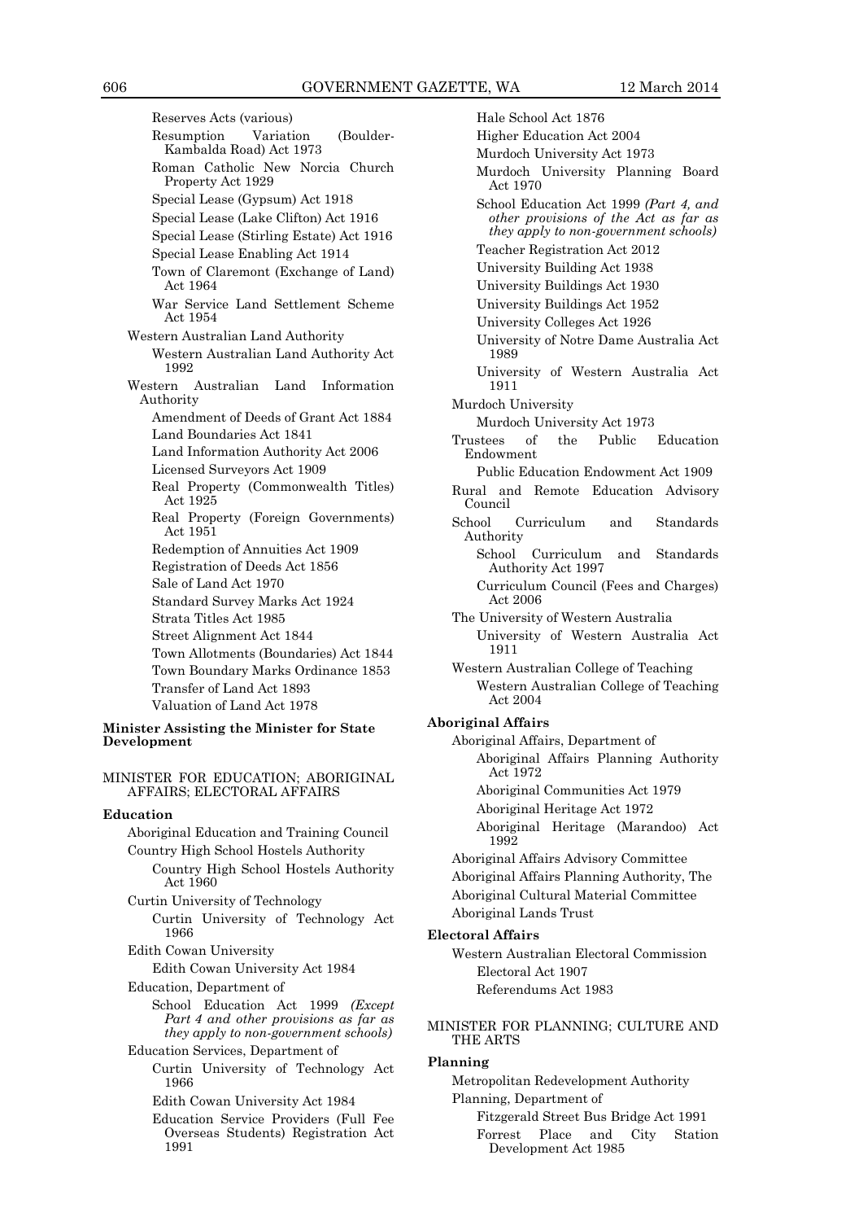Reserves Acts (various)

Resumption Variation (Boulder-Kambalda Road) Act 1973

Roman Catholic New Norcia Church Property Act 1929

Special Lease (Gypsum) Act 1918

Special Lease (Lake Clifton) Act 1916

Special Lease (Stirling Estate) Act 1916

Special Lease Enabling Act 1914

Town of Claremont (Exchange of Land) Act 1964

War Service Land Settlement Scheme Act 1954

Western Australian Land Authority

Western Australian Land Authority Act 1992

Western Australian Land Information Authority

Amendment of Deeds of Grant Act 1884

Land Boundaries Act 1841

Land Information Authority Act 2006

Licensed Surveyors Act 1909

Real Property (Commonwealth Titles) Act 1925

Real Property (Foreign Governments) Act 1951

Redemption of Annuities Act 1909

Registration of Deeds Act 1856

Sale of Land Act 1970

Standard Survey Marks Act 1924

Strata Titles Act 1985

Street Alignment Act 1844

Town Allotments (Boundaries) Act 1844

Town Boundary Marks Ordinance 1853

Transfer of Land Act 1893

Valuation of Land Act 1978

**Minister Assisting the Minister for State Development**

MINISTER FOR EDUCATION; ABORIGINAL AFFAIRS; ELECTORAL AFFAIRS

**Education**

Aboriginal Education and Training Council

Country High School Hostels Authority

Country High School Hostels Authority Act 1960

Curtin University of Technology

Curtin University of Technology Act 1966

Edith Cowan University

Edith Cowan University Act 1984

Education, Department of

School Education Act 1999 *(Except Part 4 and other provisions as far as they apply to non-government schools)*

Education Services, Department of

Curtin University of Technology Act 1966

Edith Cowan University Act 1984

Education Service Providers (Full Fee Overseas Students) Registration Act 1991

Hale School Act 1876

Higher Education Act 2004

Murdoch University Act 1973

Murdoch University Planning Board Act 1970

School Education Act 1999 *(Part 4, and other provisions of the Act as far as they apply to non-government schools)*

Teacher Registration Act 2012

University Building Act 1938

University Buildings Act 1930

University Buildings Act 1952

University Colleges Act 1926

University of Notre Dame Australia Act 1989

University of Western Australia Act 1911

Murdoch University

Murdoch University Act 1973

Trustees of the Public Education Endowment

Public Education Endowment Act 1909

Rural and Remote Education Advisory Council

School Curriculum and Standards Authority

School Curriculum and Standards Authority Act 1997

Curriculum Council (Fees and Charges) Act 2006

The University of Western Australia

University of Western Australia Act 1911

Western Australian College of Teaching

Western Australian College of Teaching Act 2004

**Aboriginal Affairs**

Aboriginal Affairs, Department of

Aboriginal Affairs Planning Authority Act 1972

Aboriginal Communities Act 1979

Aboriginal Heritage Act 1972

Aboriginal Heritage (Marandoo) Act 1992

Aboriginal Affairs Advisory Committee

Aboriginal Affairs Planning Authority, The

Aboriginal Cultural Material Committee

Aboriginal Lands Trust

**Electoral Affairs**

Western Australian Electoral Commission

Electoral Act 1907

Referendums Act 1983

MINISTER FOR PLANNING; CULTURE AND THE ARTS

**Planning**

Metropolitan Redevelopment Authority

Planning, Department of

Fitzgerald Street Bus Bridge Act 1991

Forrest Place and City Station Development Act 1985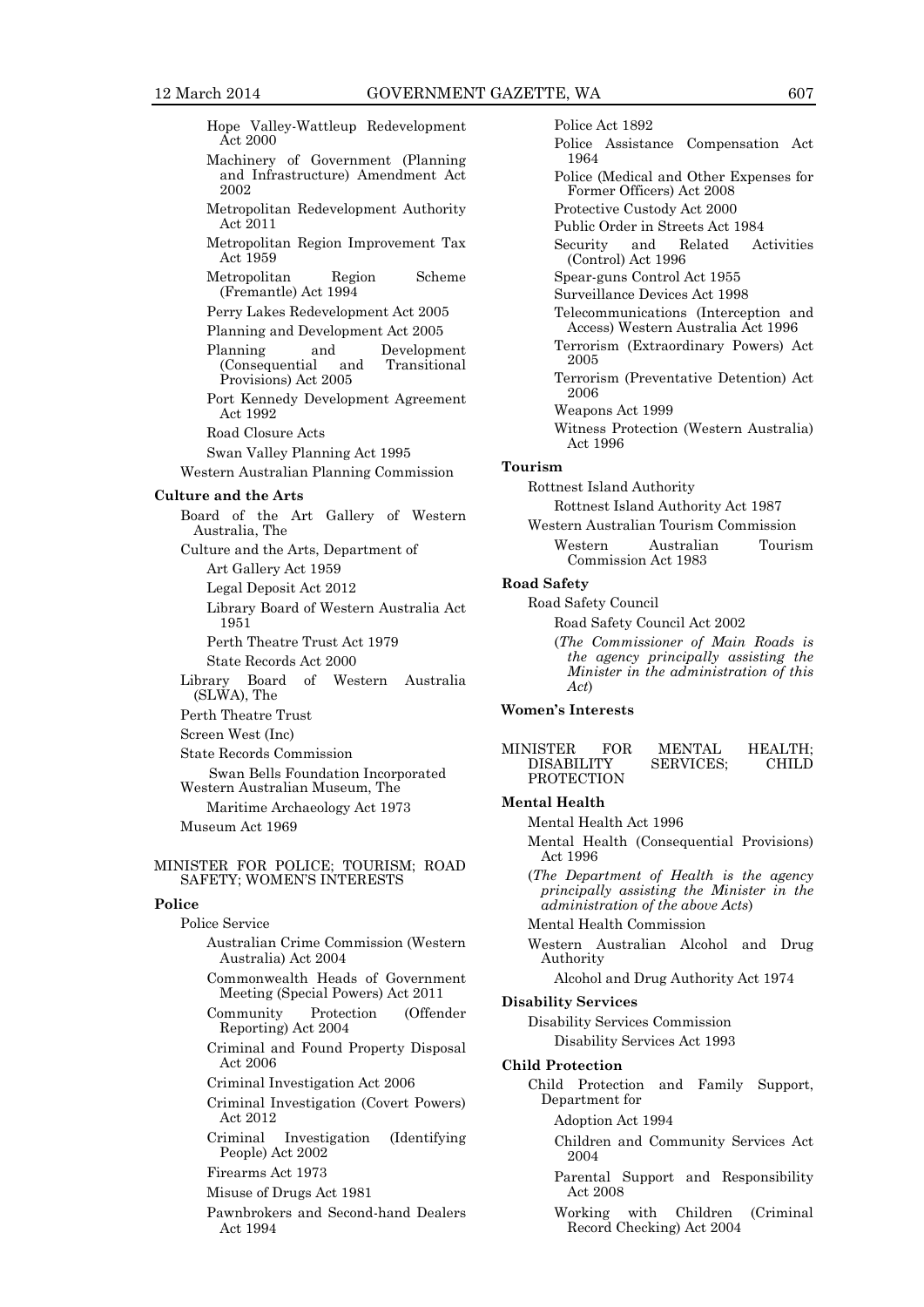Hope Valley-Wattleup Redevelopment Act 2000

Machinery of Government (Planning and Infrastructure) Amendment Act 2002

Metropolitan Redevelopment Authority Act 2011

Metropolitan Region Improvement Tax Act 1959

Metropolitan Region Scheme (Fremantle) Act 1994

Perry Lakes Redevelopment Act 2005

Planning and Development Act 2005

Planning and Development (Consequential and Transitional Provisions) Act 2005

Port Kennedy Development Agreement Act 1992

Road Closure Acts

Swan Valley Planning Act 1995

Western Australian Planning Commission

**Culture and the Arts**

Board of the Art Gallery of Western Australia, The

Culture and the Arts, Department of

Art Gallery Act 1959

Legal Deposit Act 2012

Library Board of Western Australia Act 1951

Perth Theatre Trust Act 1979

State Records Act 2000

Library Board of Western Australia (SLWA), The

Perth Theatre Trust

Screen West (Inc)

State Records Commission

Swan Bells Foundation Incorporated

Western Australian Museum, The

Maritime Archaeology Act 1973

Museum Act 1969

MINISTER FOR POLICE; TOURISM; ROAD SAFETY; WOMEN'S INTERESTS

**Police**

Police Service

Australian Crime Commission (Western Australia) Act 2004

Commonwealth Heads of Government Meeting (Special Powers) Act 2011

Community Protection (Offender Reporting) Act 2004

Criminal and Found Property Disposal Act 2006

Criminal Investigation Act 2006

Criminal Investigation (Covert Powers) Act 2012

Criminal Investigation (Identifying People) Act 2002

Firearms Act 1973

Misuse of Drugs Act 1981

Pawnbrokers and Second-hand Dealers Act 1994

Police Act 1892

Police Assistance Compensation Act 1964

Police (Medical and Other Expenses for Former Officers) Act 2008

Protective Custody Act 2000

Public Order in Streets Act 1984

Security and Related Activities (Control) Act 1996

Spear-guns Control Act 1955

Surveillance Devices Act 1998

Telecommunications (Interception and Access) Western Australia Act 1996

Terrorism (Extraordinary Powers) Act 2005

Terrorism (Preventative Detention) Act 2006

Weapons Act 1999

Witness Protection (Western Australia) Act 1996

**Tourism**

Rottnest Island Authority

Rottnest Island Authority Act 1987

Western Australian Tourism Commission

Western Australian Tourism Commission Act 1983

**Road Safety**

Road Safety Council

Road Safety Council Act 2002

(*The Commissioner of Main Roads is the agency principally assisting the Minister in the administration of this Act*)

**Women's Interests**

MINISTER FOR MENTAL HEALTH; DISABILITY SERVICES; CHILD PROTECTION

**Mental Health**

Mental Health Act 1996

Mental Health (Consequential Provisions) Act 1996

(*The Department of Health is the agency principally assisting the Minister in the administration of the above Acts*)

Mental Health Commission

Western Australian Alcohol and Drug Authority

Alcohol and Drug Authority Act 1974

**Disability Services**

Disability Services Commission

Disability Services Act 1993

**Child Protection**

Child Protection and Family Support, Department for

Adoption Act 1994

Children and Community Services Act 2004

Parental Support and Responsibility Act 2008

Working with Children (Criminal Record Checking) Act 2004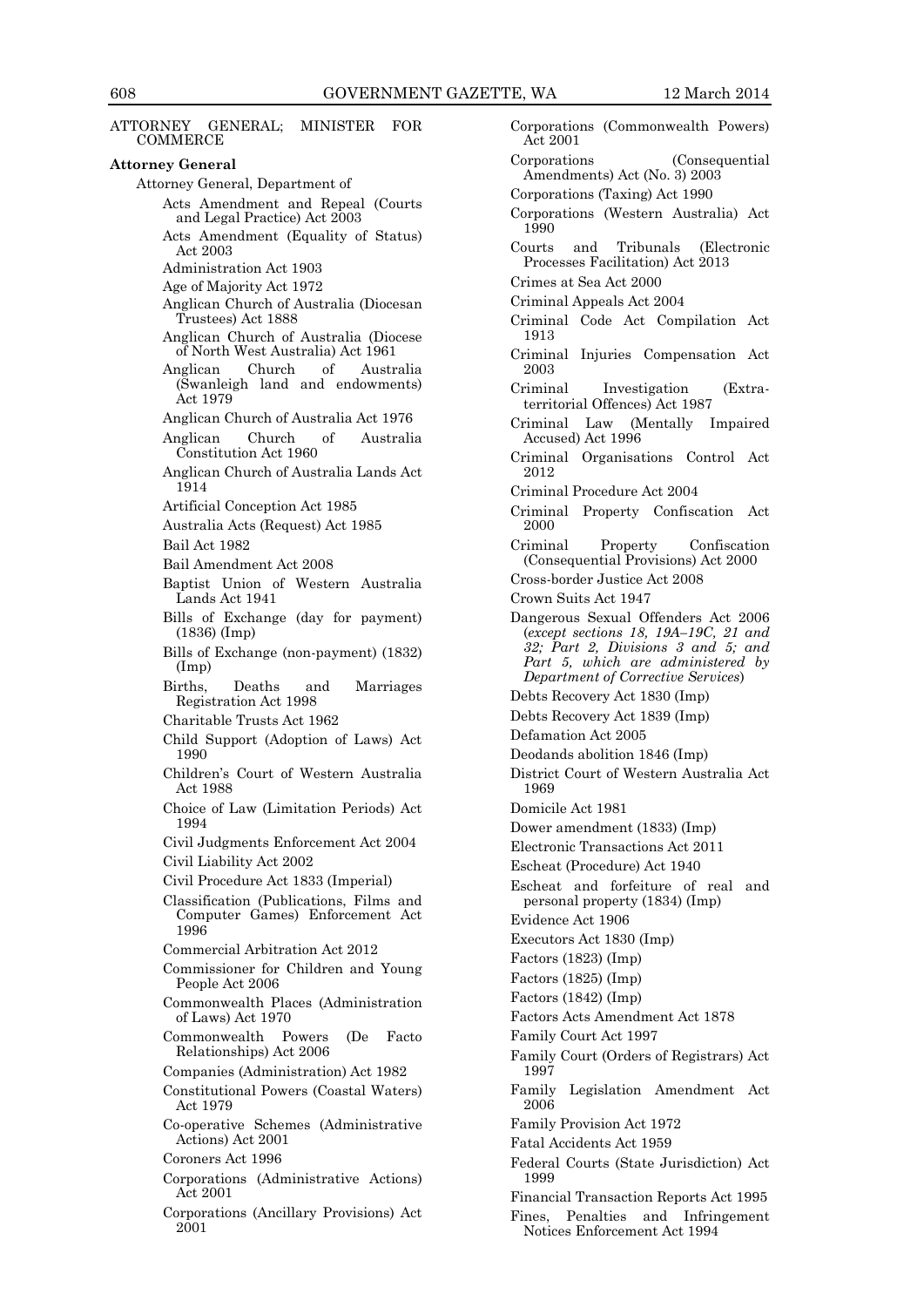ATTORNEY GENERAL; MINISTER FOR COMMERCE

**Attorney General**

Attorney General, Department of

- Acts Amendment and Repeal (Courts and Legal Practice) Act 2003
- Acts Amendment (Equality of Status) Act 2003
- Administration Act 1903
- Age of Majority Act 1972
- Anglican Church of Australia (Diocesan Trustees) Act 1888
- Anglican Church of Australia (Diocese of North West Australia) Act 1961
- Anglican Church of Australia (Swanleigh land and endowments) Act 1979
- Anglican Church of Australia Act 1976
- Anglican Church of Australia Constitution Act 1960
- Anglican Church of Australia Lands Act 1914
- Artificial Conception Act 1985
- Australia Acts (Request) Act 1985
- Bail Act 1982
- Bail Amendment Act 2008
- Baptist Union of Western Australia Lands Act 1941
- Bills of Exchange (day for payment) (1836) (Imp)
- Bills of Exchange (non-payment) (1832) (Imp)
- Births, Deaths and Marriages Registration Act 1998
- Charitable Trusts Act 1962
- Child Support (Adoption of Laws) Act 1990
- Children's Court of Western Australia Act 1988
- Choice of Law (Limitation Periods) Act 1994
- Civil Judgments Enforcement Act 2004
- Civil Liability Act 2002
- Civil Procedure Act 1833 (Imperial)
- Classification (Publications, Films and Computer Games) Enforcement Act 1996
- Commercial Arbitration Act 2012
- Commissioner for Children and Young People Act 2006
- Commonwealth Places (Administration of Laws) Act 1970
- Commonwealth Powers (De Facto Relationships) Act 2006
- Companies (Administration) Act 1982
- Constitutional Powers (Coastal Waters) Act 1979
- Co-operative Schemes (Administrative Actions) Act 2001
- Coroners Act 1996
- Corporations (Administrative Actions) Act 2001
- Corporations (Ancillary Provisions) Act 2001
- Corporations (Commonwealth Powers) Act 2001
- Corporations (Consequential Amendments) Act (No. 3) 2003
- Corporations (Taxing) Act 1990
- Corporations (Western Australia) Act 1990
- Courts and Tribunals (Electronic Processes Facilitation) Act 2013
- Crimes at Sea Act 2000
- Criminal Appeals Act 2004
- Criminal Code Act Compilation Act 1913
- Criminal Injuries Compensation Act 2003
- Criminal Investigation (Extra-territorial Offences) Act 1987
- Criminal Law (Mentally Impaired Accused) Act 1996
- Criminal Organisations Control Act 2012
- Criminal Procedure Act 2004
- Criminal Property Confiscation Act 2000
- Criminal Property Confiscation (Consequential Provisions) Act 2000
- Cross-border Justice Act 2008
- Crown Suits Act 1947
- Dangerous Sexual Offenders Act 2006 (*except sections 18, 19A–19C, 21 and 32; Part 2, Divisions 3 and 5; and Part 5, which are administered by Department of Corrective Services*)
- Debts Recovery Act 1830 (Imp)
- Debts Recovery Act 1839 (Imp)
- Defamation Act 2005
- Deodands abolition 1846 (Imp)
- District Court of Western Australia Act 1969
- Domicile Act 1981
- Dower amendment (1833) (Imp)
- Electronic Transactions Act 2011
- Escheat (Procedure) Act 1940
- Escheat and forfeiture of real and personal property (1834) (Imp)
- Evidence Act 1906
- Executors Act 1830 (Imp)
- Factors (1823) (Imp)
- Factors (1825) (Imp)
- Factors (1842) (Imp)
- Factors Acts Amendment Act 1878
- Family Court Act 1997
- Family Court (Orders of Registrars) Act 1997
- Family Legislation Amendment Act 2006
- Family Provision Act 1972
- Fatal Accidents Act 1959
- Federal Courts (State Jurisdiction) Act 1999
- Financial Transaction Reports Act 1995
- Fines, Penalties and Infringement Notices Enforcement Act 1994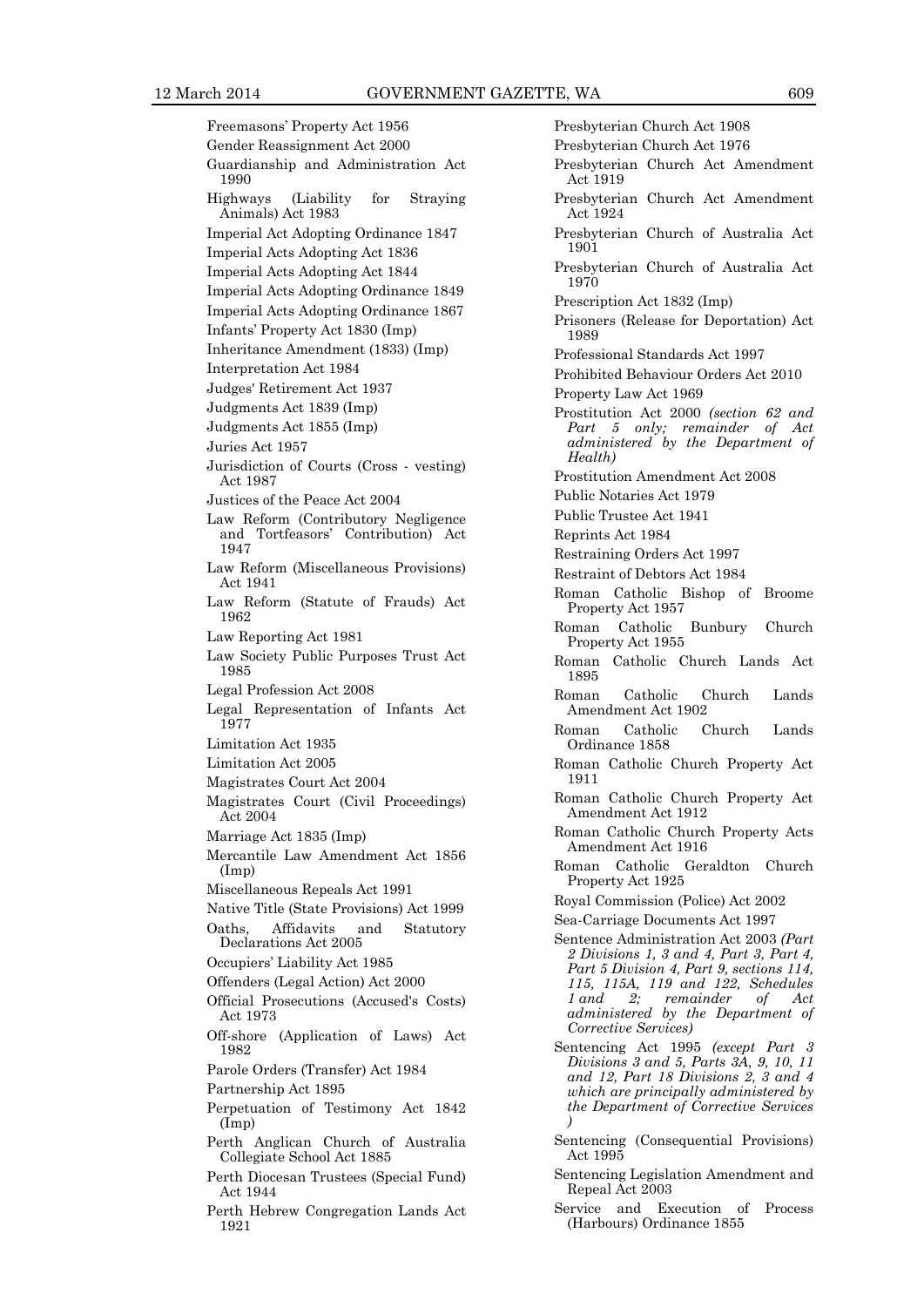Freemasons' Property Act 1956

Gender Reassignment Act 2000

Guardianship and Administration Act 1990

Highways (Liability for Straying Animals) Act 1983

Imperial Act Adopting Ordinance 1847

Imperial Acts Adopting Act 1836

Imperial Acts Adopting Act 1844

Imperial Acts Adopting Ordinance 1849

Imperial Acts Adopting Ordinance 1867

Infants' Property Act 1830 (Imp)

Inheritance Amendment (1833) (Imp)

Interpretation Act 1984

Judges' Retirement Act 1937

Judgments Act 1839 (Imp)

Judgments Act 1855 (Imp)

Juries Act 1957

Jurisdiction of Courts (Cross - vesting) Act 1987

Justices of the Peace Act 2004

Law Reform (Contributory Negligence and Tortfeasors' Contribution) Act 1947

Law Reform (Miscellaneous Provisions) Act 1941

Law Reform (Statute of Frauds) Act 1962

Law Reporting Act 1981

Law Society Public Purposes Trust Act 1985

Legal Profession Act 2008

Legal Representation of Infants Act 1977

Limitation Act 1935

Limitation Act 2005

Magistrates Court Act 2004

Magistrates Court (Civil Proceedings) Act 2004

Marriage Act 1835 (Imp)

Mercantile Law Amendment Act 1856 (Imp)

Miscellaneous Repeals Act 1991

Native Title (State Provisions) Act 1999

Oaths, Affidavits and Statutory Declarations Act 2005

Occupiers' Liability Act 1985

Offenders (Legal Action) Act 2000

Official Prosecutions (Accused's Costs) Act 1973

Off-shore (Application of Laws) Act 1982

Parole Orders (Transfer) Act 1984

Partnership Act 1895

Perpetuation of Testimony Act 1842 (Imp)

Perth Anglican Church of Australia Collegiate School Act 1885

Perth Diocesan Trustees (Special Fund) Act 1944

Perth Hebrew Congregation Lands Act 1921

Presbyterian Church Act 1908

Presbyterian Church Act 1976

Presbyterian Church Act Amendment Act 1919

Presbyterian Church Act Amendment Act 1924

Presbyterian Church of Australia Act 1901

Presbyterian Church of Australia Act 1970

Prescription Act 1832 (Imp)

Prisoners (Release for Deportation) Act 1989

Professional Standards Act 1997

Prohibited Behaviour Orders Act 2010

Property Law Act 1969

Prostitution Act 2000 *(section 62 and Part 5 only; remainder of Act administered by the Department of Health)*

Prostitution Amendment Act 2008

Public Notaries Act 1979

Public Trustee Act 1941

Reprints Act 1984

Restraining Orders Act 1997

Restraint of Debtors Act 1984

Roman Catholic Bishop of Broome Property Act 1957

Roman Catholic Bunbury Church Property Act 1955

Roman Catholic Church Lands Act 1895

Roman Catholic Church Lands Amendment Act 1902

Roman Catholic Church Lands Ordinance 1858

Roman Catholic Church Property Act 1911

Roman Catholic Church Property Act Amendment Act 1912

Roman Catholic Church Property Acts Amendment Act 1916

Roman Catholic Geraldton Church Property Act 1925

Royal Commission (Police) Act 2002

Sea-Carriage Documents Act 1997

Sentence Administration Act 2003 *(Part 2 Divisions 1, 3 and 4, Part 3, Part 4, Part 5 Division 4, Part 9, sections 114, 115, 115A, 119 and 122, Schedules 1 and 2; remainder of Act administered by the Department of Corrective Services)*

Sentencing Act 1995 *(except Part 3 Divisions 3 and 5, Parts 3A, 9, 10, 11 and 12, Part 18 Divisions 2, 3 and 4 which are principally administered by the Department of Corrective Services )*

Sentencing (Consequential Provisions) Act 1995

Sentencing Legislation Amendment and Repeal Act 2003

Service and Execution of Process (Harbours) Ordinance 1855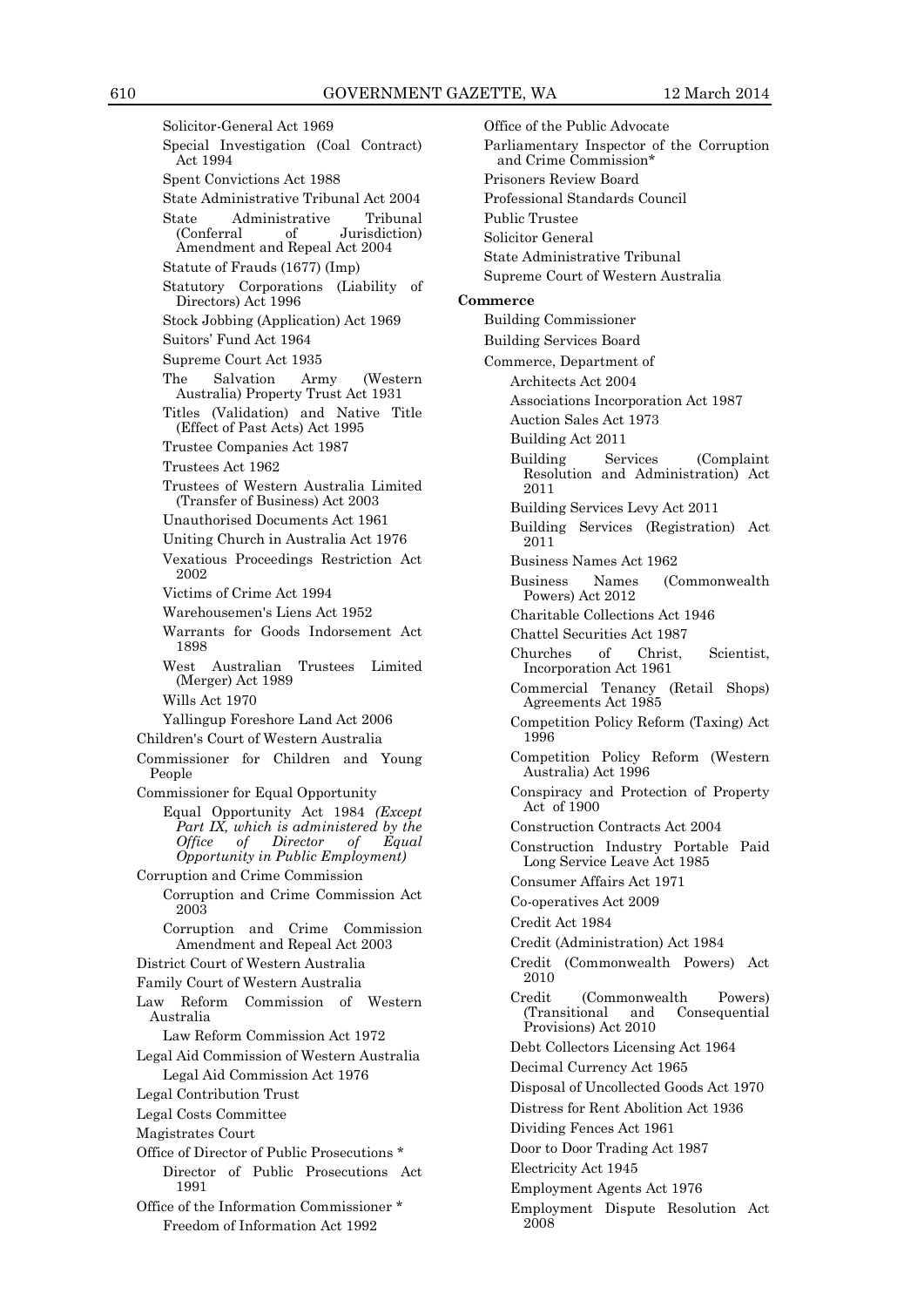- Solicitor-General Act 1969
- Special Investigation (Coal Contract) Act 1994
- Spent Convictions Act 1988
- State Administrative Tribunal Act 2004
- State Administrative Tribunal (Conferral of Jurisdiction) Amendment and Repeal Act 2004
- Statute of Frauds (1677) (Imp)
- Statutory Corporations (Liability of Directors) Act 1996
- Stock Jobbing (Application) Act 1969
- Suitors' Fund Act 1964
- Supreme Court Act 1935
- The Salvation Army (Western Australia) Property Trust Act 1931
- Titles (Validation) and Native Title (Effect of Past Acts) Act 1995
- Trustee Companies Act 1987
- Trustees Act 1962
- Trustees of Western Australia Limited (Transfer of Business) Act 2003
- Unauthorised Documents Act 1961
- Uniting Church in Australia Act 1976
- Vexatious Proceedings Restriction Act 2002
- Victims of Crime Act 1994
- Warehousemen's Liens Act 1952
- Warrants for Goods Indorsement Act 1898
- West Australian Trustees Limited (Merger) Act 1989
- Wills Act 1970
- Yallingup Foreshore Land Act 2006

Children's Court of Western Australia

Commissioner for Children and Young People

Commissioner for Equal Opportunity

- Equal Opportunity Act 1984 *(Except Part IX, which is administered by the Office of Director of Equal Opportunity in Public Employment)*

Corruption and Crime Commission

- Corruption and Crime Commission Act 2003
- Corruption and Crime Commission Amendment and Repeal Act 2003

District Court of Western Australia

Family Court of Western Australia

Law Reform Commission of Western Australia

- Law Reform Commission Act 1972

Legal Aid Commission of Western Australia

- Legal Aid Commission Act 1976

Legal Contribution Trust

Legal Costs Committee

Magistrates Court

Office of Director of Public Prosecutions *

- Director of Public Prosecutions Act 1991

Office of the Information Commissioner *

- Freedom of Information Act 1992

Office of the Public Advocate

Parliamentary Inspector of the Corruption and Crime Commission*

Prisoners Review Board

Professional Standards Council

Public Trustee

Solicitor General

State Administrative Tribunal

Supreme Court of Western Australia

**Commerce**

Building Commissioner

Building Services Board

Commerce, Department of

- Architects Act 2004
- Associations Incorporation Act 1987
- Auction Sales Act 1973
- Building Act 2011
- Building Services (Complaint Resolution and Administration) Act 2011
- Building Services Levy Act 2011
- Building Services (Registration) Act 2011
- Business Names Act 1962
- Business Names (Commonwealth Powers) Act 2012
- Charitable Collections Act 1946
- Chattel Securities Act 1987
- Churches of Christ, Scientist, Incorporation Act 1961
- Commercial Tenancy (Retail Shops) Agreements Act 1985
- Competition Policy Reform (Taxing) Act 1996
- Competition Policy Reform (Western Australia) Act 1996
- Conspiracy and Protection of Property Act of 1900
- Construction Contracts Act 2004
- Construction Industry Portable Paid Long Service Leave Act 1985
- Consumer Affairs Act 1971
- Co-operatives Act 2009
- Credit Act 1984
- Credit (Administration) Act 1984
- Credit (Commonwealth Powers) Act 2010
- Credit (Commonwealth Powers) (Transitional and Consequential Provisions) Act 2010
- Debt Collectors Licensing Act 1964
- Decimal Currency Act 1965
- Disposal of Uncollected Goods Act 1970
- Distress for Rent Abolition Act 1936
- Dividing Fences Act 1961
- Door to Door Trading Act 1987
- Electricity Act 1945
- Employment Agents Act 1976
- Employment Dispute Resolution Act 2008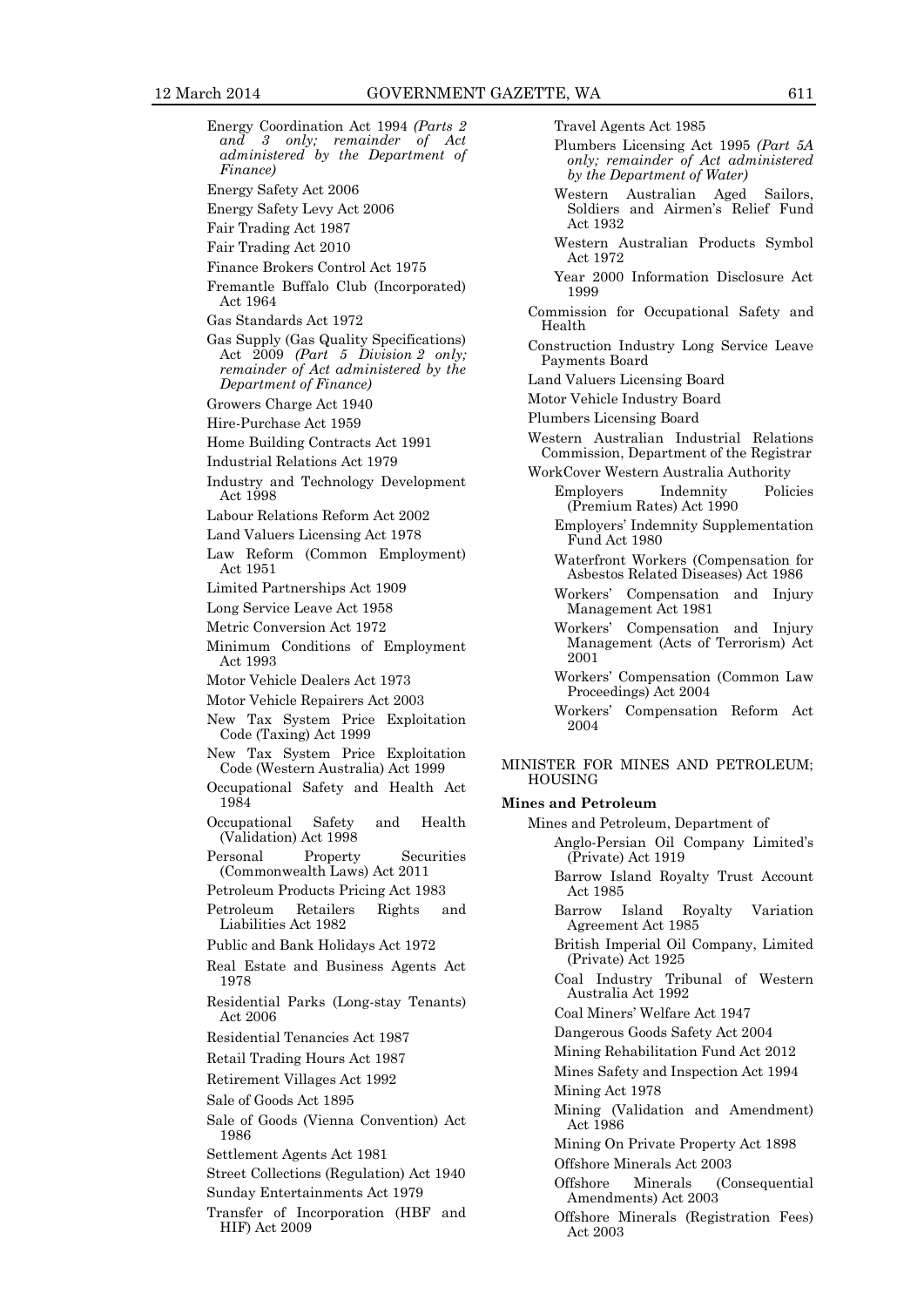Energy Coordination Act 1994 *(Parts 2 and 3 only; remainder of Act administered by the Department of Finance)*

Energy Safety Act 2006

Energy Safety Levy Act 2006

Fair Trading Act 1987

Fair Trading Act 2010

Finance Brokers Control Act 1975

Fremantle Buffalo Club (Incorporated) Act 1964

Gas Standards Act 1972

Gas Supply (Gas Quality Specifications) Act 2009 *(Part 5 Division 2 only; remainder of Act administered by the Department of Finance)*

Growers Charge Act 1940

Hire-Purchase Act 1959

Home Building Contracts Act 1991

Industrial Relations Act 1979

Industry and Technology Development Act 1998

Labour Relations Reform Act 2002

Land Valuers Licensing Act 1978

Law Reform (Common Employment) Act 1951

Limited Partnerships Act 1909

Long Service Leave Act 1958

Metric Conversion Act 1972

Minimum Conditions of Employment Act 1993

Motor Vehicle Dealers Act 1973

Motor Vehicle Repairers Act 2003

New Tax System Price Exploitation Code (Taxing) Act 1999

New Tax System Price Exploitation Code (Western Australia) Act 1999

Occupational Safety and Health Act 1984

Occupational Safety and Health (Validation) Act 1998

Personal Property Securities (Commonwealth Laws) Act 2011

Petroleum Products Pricing Act 1983

Petroleum Retailers Rights and Liabilities Act 1982

Public and Bank Holidays Act 1972

Real Estate and Business Agents Act 1978

Residential Parks (Long-stay Tenants) Act 2006

Residential Tenancies Act 1987

Retail Trading Hours Act 1987

Retirement Villages Act 1992

Sale of Goods Act 1895

Sale of Goods (Vienna Convention) Act 1986

Settlement Agents Act 1981

Street Collections (Regulation) Act 1940

Sunday Entertainments Act 1979

Transfer of Incorporation (HBF and HIF) Act 2009

Travel Agents Act 1985

Plumbers Licensing Act 1995 *(Part 5A only; remainder of Act administered by the Department of Water)*

Western Australian Aged Sailors, Soldiers and Airmen's Relief Fund Act 1932

Western Australian Products Symbol Act 1972

Year 2000 Information Disclosure Act 1999

Commission for Occupational Safety and Health

Construction Industry Long Service Leave Payments Board

Land Valuers Licensing Board

Motor Vehicle Industry Board

Plumbers Licensing Board

Western Australian Industrial Relations Commission, Department of the Registrar

WorkCover Western Australia Authority

- Employers Indemnity Policies (Premium Rates) Act 1990
- Employers' Indemnity Supplementation Fund Act 1980
- Waterfront Workers (Compensation for Asbestos Related Diseases) Act 1986
- Workers' Compensation and Injury Management Act 1981
- Workers' Compensation and Injury Management (Acts of Terrorism) Act 2001
- Workers' Compensation (Common Law Proceedings) Act 2004
- Workers' Compensation Reform Act 2004

MINISTER FOR MINES AND PETROLEUM; HOUSING

**Mines and Petroleum**

Mines and Petroleum, Department of

- Anglo-Persian Oil Company Limited's (Private) Act 1919
- Barrow Island Royalty Trust Account Act 1985
- Barrow Island Royalty Variation Agreement Act 1985
- British Imperial Oil Company, Limited (Private) Act 1925
- Coal Industry Tribunal of Western Australia Act 1992
- Coal Miners' Welfare Act 1947
- Dangerous Goods Safety Act 2004
- Mining Rehabilitation Fund Act 2012
- Mines Safety and Inspection Act 1994
- Mining Act 1978
- Mining (Validation and Amendment) Act 1986
- Mining On Private Property Act 1898
- Offshore Minerals Act 2003
- Offshore Minerals (Consequential Amendments) Act 2003
- Offshore Minerals (Registration Fees) Act 2003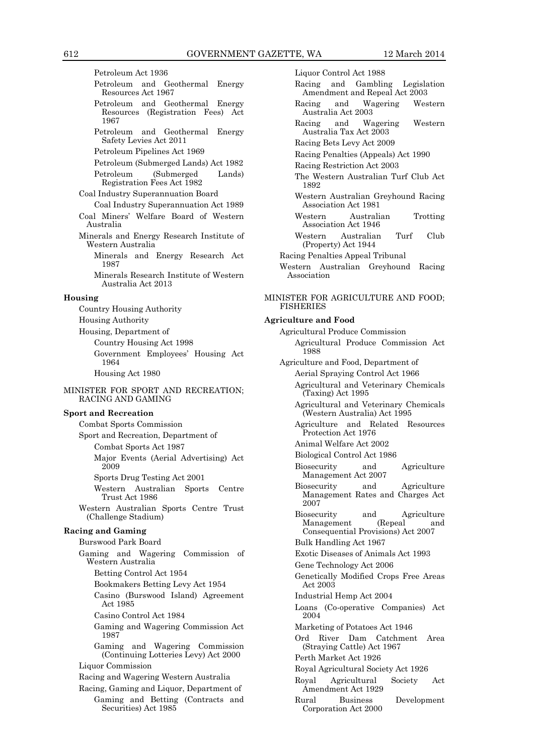Petroleum Act 1936

Petroleum and Geothermal Energy Resources Act 1967

Petroleum and Geothermal Energy Resources (Registration Fees) Act 1967

Petroleum and Geothermal Energy Safety Levies Act 2011

Petroleum Pipelines Act 1969

Petroleum (Submerged Lands) Act 1982

Petroleum (Submerged Lands) Registration Fees Act 1982

Coal Industry Superannuation Board

Coal Industry Superannuation Act 1989

Coal Miners' Welfare Board of Western Australia

Minerals and Energy Research Institute of Western Australia

Minerals and Energy Research Act 1987

Minerals Research Institute of Western Australia Act 2013

**Housing**

Country Housing Authority

Housing Authority

Housing, Department of

Country Housing Act 1998

Government Employees' Housing Act 1964

Housing Act 1980

MINISTER FOR SPORT AND RECREATION; RACING AND GAMING

**Sport and Recreation**

Combat Sports Commission

Sport and Recreation, Department of

Combat Sports Act 1987

Major Events (Aerial Advertising) Act 2009

Sports Drug Testing Act 2001

Western Australian Sports Centre Trust Act 1986

Western Australian Sports Centre Trust (Challenge Stadium)

**Racing and Gaming**

Burswood Park Board

Gaming and Wagering Commission of Western Australia

Betting Control Act 1954

Bookmakers Betting Levy Act 1954

Casino (Burswood Island) Agreement Act 1985

Casino Control Act 1984

Gaming and Wagering Commission Act 1987

Gaming and Wagering Commission (Continuing Lotteries Levy) Act 2000

Liquor Commission

Racing and Wagering Western Australia

Racing, Gaming and Liquor, Department of

Gaming and Betting (Contracts and Securities) Act 1985

Liquor Control Act 1988

Racing and Gambling Legislation Amendment and Repeal Act 2003

Racing and Wagering Western Australia Act 2003

Racing and Wagering Western Australia Tax Act 2003

Racing Bets Levy Act 2009

Racing Penalties (Appeals) Act 1990

Racing Restriction Act 2003

The Western Australian Turf Club Act 1892

Western Australian Greyhound Racing Association Act 1981

Western Australian Trotting Association Act 1946

Western Australian Turf Club (Property) Act 1944

Racing Penalties Appeal Tribunal

Western Australian Greyhound Racing Association

MINISTER FOR AGRICULTURE AND FOOD; FISHERIES

**Agriculture and Food**

Agricultural Produce Commission

Agricultural Produce Commission Act 1988

Agriculture and Food, Department of

Aerial Spraying Control Act 1966

Agricultural and Veterinary Chemicals (Taxing) Act 1995

Agricultural and Veterinary Chemicals (Western Australia) Act 1995

Agriculture and Related Resources Protection Act 1976

Animal Welfare Act 2002

Biological Control Act 1986

Biosecurity and Agriculture Management Act 2007

Biosecurity and Agriculture Management Rates and Charges Act 2007

Biosecurity and Agriculture Management (Repeal and Consequential Provisions) Act 2007

Bulk Handling Act 1967

Exotic Diseases of Animals Act 1993

Gene Technology Act 2006

Genetically Modified Crops Free Areas Act 2003

Industrial Hemp Act 2004

Loans (Co-operative Companies) Act 2004

Marketing of Potatoes Act 1946

Ord River Dam Catchment Area (Straying Cattle) Act 1967

Perth Market Act 1926

Royal Agricultural Society Act 1926

Royal Agricultural Society Act Amendment Act 1929

Rural Business Development Corporation Act 2000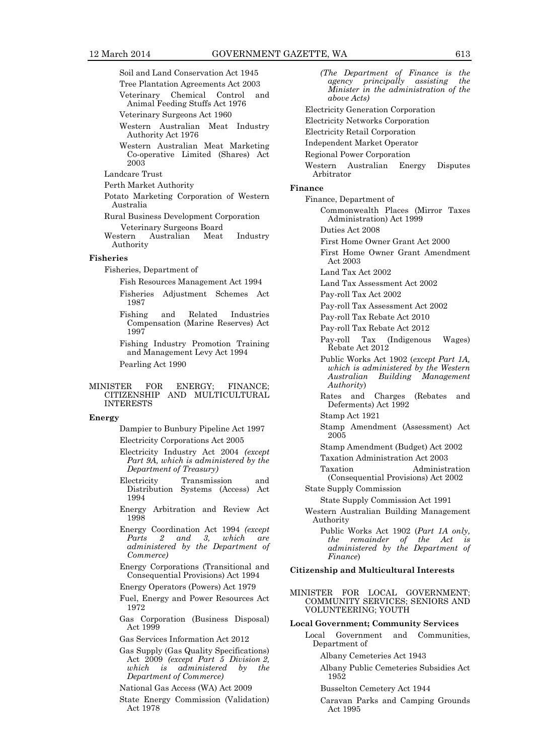Soil and Land Conservation Act 1945

Tree Plantation Agreements Act 2003

Veterinary Chemical Control and Animal Feeding Stuffs Act 1976

Veterinary Surgeons Act 1960

Western Australian Meat Industry Authority Act 1976

Western Australian Meat Marketing Co-operative Limited (Shares) Act 2003

Landcare Trust

Perth Market Authority

Potato Marketing Corporation of Western Australia

Rural Business Development Corporation

Veterinary Surgeons Board

Western Australian Meat Industry Authority

**Fisheries**

Fisheries, Department of

Fish Resources Management Act 1994

Fisheries Adjustment Schemes Act 1987

Fishing and Related Industries Compensation (Marine Reserves) Act 1997

Fishing Industry Promotion Training and Management Levy Act 1994

Pearling Act 1990

MINISTER FOR ENERGY; FINANCE; CITIZENSHIP AND MULTICULTURAL INTERESTS

**Energy**

Dampier to Bunbury Pipeline Act 1997

Electricity Corporations Act 2005

Electricity Industry Act 2004 *(except Part 9A, which is administered by the Department of Treasury)*

Electricity Transmission and Distribution Systems (Access) Act 1994

Energy Arbitration and Review Act 1998

Energy Coordination Act 1994 *(except Parts 2 and 3, which are administered by the Department of Commerce)*

Energy Corporations (Transitional and Consequential Provisions) Act 1994

Energy Operators (Powers) Act 1979

Fuel, Energy and Power Resources Act 1972

Gas Corporation (Business Disposal) Act 1999

Gas Services Information Act 2012

Gas Supply (Gas Quality Specifications) Act 2009 *(except Part 5 Division 2, which is administered by the Department of Commerce)*

National Gas Access (WA) Act 2009

State Energy Commission (Validation) Act 1978

*(The Department of Finance is the agency principally assisting the Minister in the administration of the above Acts)*

Electricity Generation Corporation

Electricity Networks Corporation

Electricity Retail Corporation

Independent Market Operator

Regional Power Corporation

Western Australian Energy Disputes Arbitrator

**Finance**

Finance, Department of

Commonwealth Places (Mirror Taxes Administration) Act 1999

Duties Act 2008

First Home Owner Grant Act 2000

First Home Owner Grant Amendment Act 2003

Land Tax Act 2002

Land Tax Assessment Act 2002

Pay-roll Tax Act 2002

Pay-roll Tax Assessment Act 2002

Pay-roll Tax Rebate Act 2010

Pay-roll Tax Rebate Act 2012

Pay-roll Tax (Indigenous Wages) Rebate Act 2012

Public Works Act 1902 (*except Part 1A, which is administered by the Western Australian Building Management Authority*)

Rates and Charges (Rebates and Deferments) Act 1992

Stamp Act 1921

Stamp Amendment (Assessment) Act 2005

Stamp Amendment (Budget) Act 2002

Taxation Administration Act 2003

Taxation Administration (Consequential Provisions) Act 2002

State Supply Commission

State Supply Commission Act 1991

Western Australian Building Management Authority

Public Works Act 1902 (*Part 1A only, the remainder of the Act is administered by the Department of Finance*)

**Citizenship and Multicultural Interests**

MINISTER FOR LOCAL GOVERNMENT; COMMUNITY SERVICES; SENIORS AND VOLUNTEERING; YOUTH

**Local Government; Community Services**

Local Government and Communities, Department of

Albany Cemeteries Act 1943

Albany Public Cemeteries Subsidies Act 1952

Busselton Cemetery Act 1944

Caravan Parks and Camping Grounds Act 1995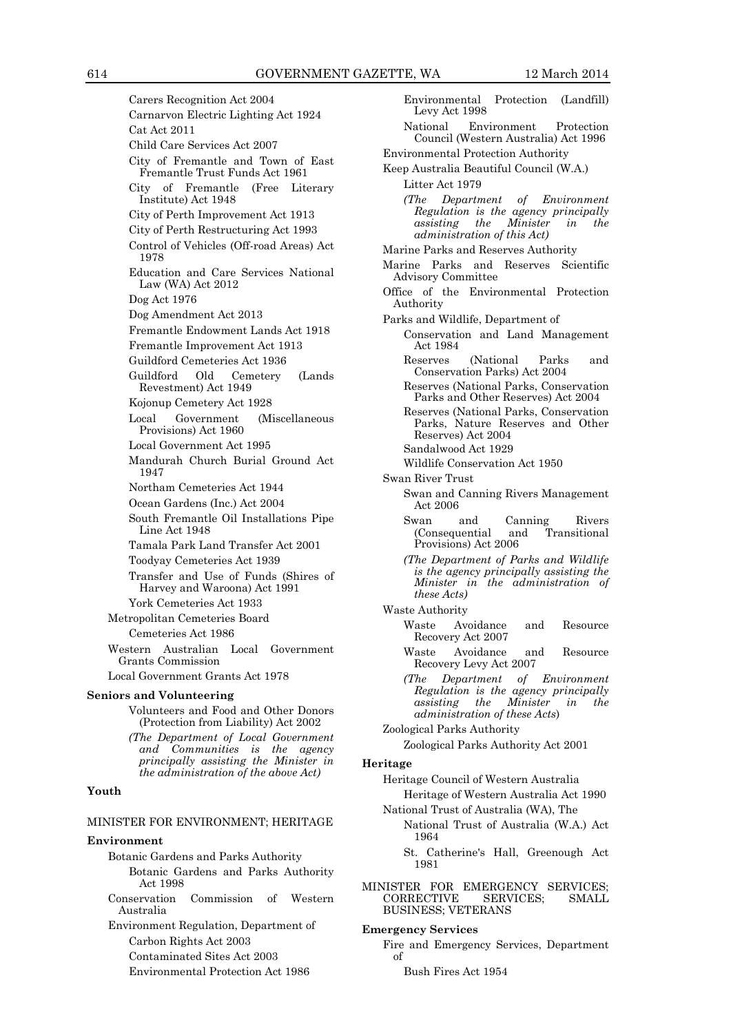Carers Recognition Act 2004

Carnarvon Electric Lighting Act 1924

Cat Act 2011

Child Care Services Act 2007

City of Fremantle and Town of East Fremantle Trust Funds Act 1961

City of Fremantle (Free Literary Institute) Act 1948

City of Perth Improvement Act 1913

City of Perth Restructuring Act 1993

Control of Vehicles (Off-road Areas) Act 1978

Education and Care Services National Law (WA) Act 2012

Dog Act 1976

Dog Amendment Act 2013

Fremantle Endowment Lands Act 1918

Fremantle Improvement Act 1913

Guildford Cemeteries Act 1936

Guildford Old Cemetery (Lands Revestment) Act 1949

Kojonup Cemetery Act 1928

Local Government (Miscellaneous Provisions) Act 1960

Local Government Act 1995

Mandurah Church Burial Ground Act 1947

Northam Cemeteries Act 1944

Ocean Gardens (Inc.) Act 2004

South Fremantle Oil Installations Pipe Line Act 1948

Tamala Park Land Transfer Act 2001

Toodyay Cemeteries Act 1939

Transfer and Use of Funds (Shires of Harvey and Waroona) Act 1991

York Cemeteries Act 1933

Metropolitan Cemeteries Board

Cemeteries Act 1986

Western Australian Local Government Grants Commission

Local Government Grants Act 1978

**Seniors and Volunteering**

Volunteers and Food and Other Donors (Protection from Liability) Act 2002

*(The Department of Local Government and Communities is the agency principally assisting the Minister in the administration of the above Act)*

**Youth**

MINISTER FOR ENVIRONMENT; HERITAGE

**Environment**

Botanic Gardens and Parks Authority

Botanic Gardens and Parks Authority Act 1998

Conservation Commission of Western Australia

Environment Regulation, Department of

Carbon Rights Act 2003

Contaminated Sites Act 2003

Environmental Protection Act 1986

Environmental Protection (Landfill) Levy Act 1998

National Environment Protection Council (Western Australia) Act 1996

Environmental Protection Authority

Keep Australia Beautiful Council (W.A.)

Litter Act 1979

*(The Department of Environment Regulation is the agency principally assisting the Minister in the administration of this Act)*

Marine Parks and Reserves Authority

Marine Parks and Reserves Scientific Advisory Committee

Office of the Environmental Protection Authority

Parks and Wildlife, Department of

Conservation and Land Management Act 1984

Reserves (National Parks and Conservation Parks) Act 2004

Reserves (National Parks, Conservation Parks and Other Reserves) Act 2004

Reserves (National Parks, Conservation Parks, Nature Reserves and Other Reserves) Act 2004

Sandalwood Act 1929

Wildlife Conservation Act 1950

Swan River Trust

Swan and Canning Rivers Management Act 2006

Swan and Canning Rivers (Consequential and Transitional Provisions) Act 2006

*(The Department of Parks and Wildlife is the agency principally assisting the Minister in the administration of these Acts)*

Waste Authority

Waste Avoidance and Resource Recovery Act 2007

Waste Avoidance and Resource Recovery Levy Act 2007

*(The Department of Environment Regulation is the agency principally assisting the Minister in the administration of these Acts*)

Zoological Parks Authority

Zoological Parks Authority Act 2001

**Heritage**

Heritage Council of Western Australia

Heritage of Western Australia Act 1990

National Trust of Australia (WA), The

National Trust of Australia (W.A.) Act 1964

St. Catherine's Hall, Greenough Act 1981

MINISTER FOR EMERGENCY SERVICES; CORRECTIVE SERVICES; SMALL BUSINESS; VETERANS

**Emergency Services**

Fire and Emergency Services, Department of

Bush Fires Act 1954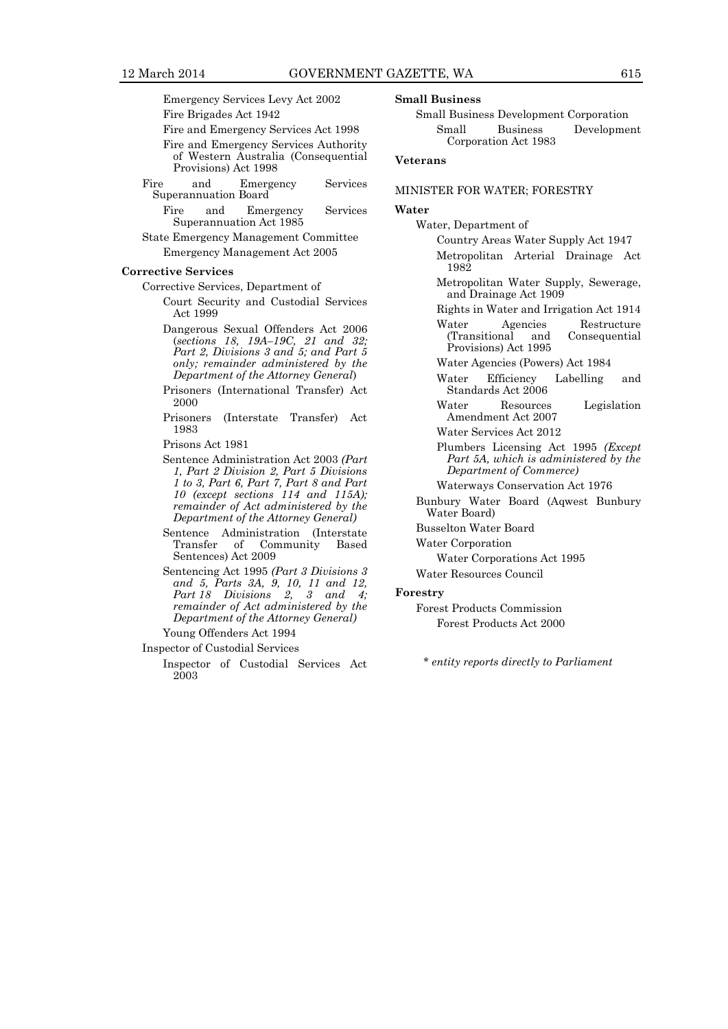Emergency Services Levy Act 2002

Fire Brigades Act 1942

Fire and Emergency Services Act 1998

Fire and Emergency Services Authority of Western Australia (Consequential Provisions) Act 1998

Fire and Emergency Services Superannuation Board

Fire and Emergency Services Superannuation Act 1985

State Emergency Management Committee

Emergency Management Act 2005

**Corrective Services**

Corrective Services, Department of

Court Security and Custodial Services Act 1999

Dangerous Sexual Offenders Act 2006 (*sections 18, 19A–19C, 21 and 32; Part 2, Divisions 3 and 5; and Part 5 only; remainder administered by the Department of the Attorney General*)

Prisoners (International Transfer) Act 2000

Prisoners (Interstate Transfer) Act 1983

Prisons Act 1981

Sentence Administration Act 2003 *(Part 1, Part 2 Division 2, Part 5 Divisions 1 to 3, Part 6, Part 7, Part 8 and Part 10 (except sections 114 and 115A); remainder of Act administered by the Department of the Attorney General)*

Sentence Administration (Interstate Transfer of Community Based Sentences) Act 2009

Sentencing Act 1995 *(Part 3 Divisions 3 and 5, Parts 3A, 9, 10, 11 and 12, Part 18 Divisions 2, 3 and 4; remainder of Act administered by the Department of the Attorney General)*

Young Offenders Act 1994

Inspector of Custodial Services

Inspector of Custodial Services Act 2003

**Small Business**

Small Business Development Corporation

Small Business Development Corporation Act 1983

**Veterans**

MINISTER FOR WATER; FORESTRY

**Water**

Water, Department of

Country Areas Water Supply Act 1947

Metropolitan Arterial Drainage Act 1982

Metropolitan Water Supply, Sewerage, and Drainage Act 1909

Rights in Water and Irrigation Act 1914

Water Agencies Restructure (Transitional and Consequential Provisions) Act 1995

Water Agencies (Powers) Act 1984

Water Efficiency Labelling and Standards Act 2006

Water Resources Legislation Amendment Act 2007

Water Services Act 2012

Plumbers Licensing Act 1995 *(Except Part 5A, which is administered by the Department of Commerce)*

Waterways Conservation Act 1976

Bunbury Water Board (Aqwest Bunbury Water Board)

Busselton Water Board

Water Corporation

Water Corporations Act 1995

Water Resources Council

**Forestry**

Forest Products Commission

Forest Products Act 2000

\* *entity reports directly to Parliament*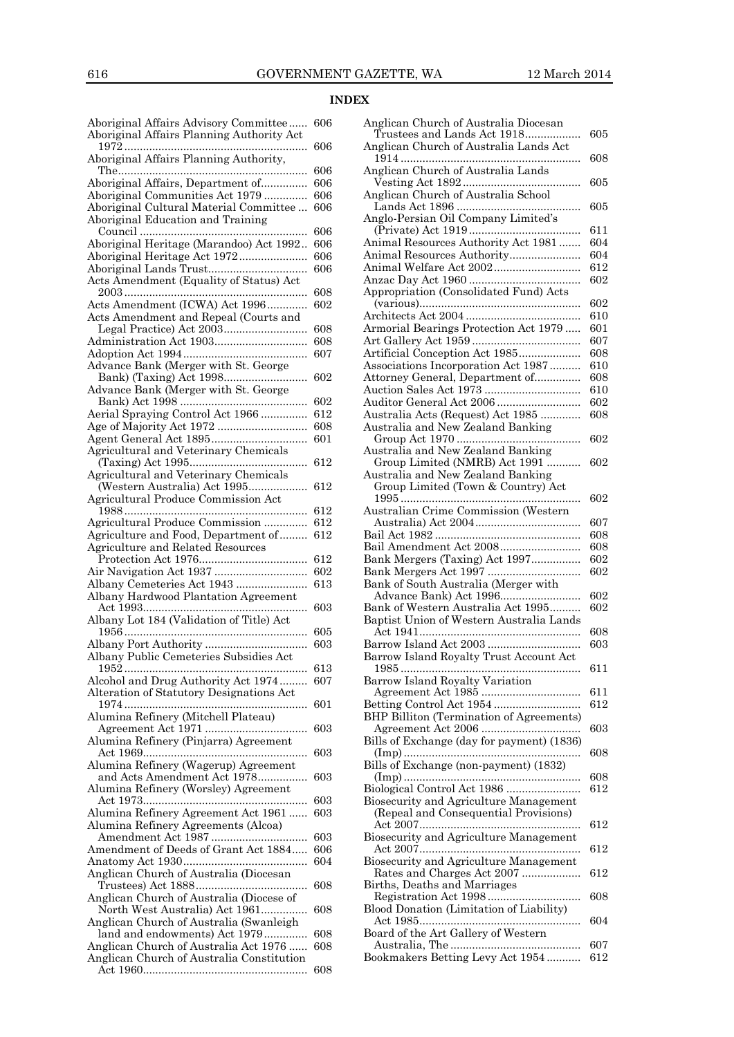## INDEX

| Entry | Page |
|---|---|
| Aboriginal Affairs Advisory Committee | 606 |
| Aboriginal Affairs Planning Authority Act 1972 | 606 |
| Aboriginal Affairs Planning Authority, The | 606 |
| Aboriginal Affairs, Department of | 606 |
| Aboriginal Communities Act 1979 | 606 |
| Aboriginal Cultural Material Committee | 606 |
| Aboriginal Education and Training Council | 606 |
| Aboriginal Heritage (Marandoo) Act 1992 | 606 |
| Aboriginal Heritage Act 1972 | 606 |
| Aboriginal Lands Trust | 606 |
| Acts Amendment (Equality of Status) Act 2003 | 608 |
| Acts Amendment (ICWA) Act 1996 | 602 |
| Acts Amendment and Repeal (Courts and Legal Practice) Act 2003 | 608 |
| Administration Act 1903 | 608 |
| Adoption Act 1994 | 607 |
| Advance Bank (Merger with St. George Bank) (Taxing) Act 1998 | 602 |
| Advance Bank (Merger with St. George Bank) Act 1998 | 602 |
| Aerial Spraying Control Act 1966 | 612 |
| Age of Majority Act 1972 | 608 |
| Agent General Act 1895 | 601 |
| Agricultural and Veterinary Chemicals (Taxing) Act 1995 | 612 |
| Agricultural and Veterinary Chemicals (Western Australia) Act 1995 | 612 |
| Agricultural Produce Commission Act 1988 | 612 |
| Agricultural Produce Commission | 612 |
| Agriculture and Food, Department of | 612 |
| Agriculture and Related Resources Protection Act 1976 | 612 |
| Air Navigation Act 1937 | 602 |
| Albany Cemeteries Act 1943 | 613 |
| Albany Hardwood Plantation Agreement Act 1993 | 603 |
| Albany Lot 184 (Validation of Title) Act 1956 | 605 |
| Albany Port Authority | 603 |
| Albany Public Cemeteries Subsidies Act 1952 | 613 |
| Alcohol and Drug Authority Act 1974 | 607 |
| Alteration of Statutory Designations Act 1974 | 601 |
| Alumina Refinery (Mitchell Plateau) Agreement Act 1971 | 603 |
| Alumina Refinery (Pinjarra) Agreement Act 1969 | 603 |
| Alumina Refinery (Wagerup) Agreement and Acts Amendment Act 1978 | 603 |
| Alumina Refinery (Worsley) Agreement Act 1973 | 603 |
| Alumina Refinery Agreement Act 1961 | 603 |
| Alumina Refinery Agreements (Alcoa) Amendment Act 1987 | 603 |
| Amendment of Deeds of Grant Act 1884 | 606 |
| Anatomy Act 1930 | 604 |
| Anglican Church of Australia (Diocesan Trustees) Act 1888 | 608 |
| Anglican Church of Australia (Diocese of North West Australia) Act 1961 | 608 |
| Anglican Church of Australia (Swanleigh land and endowments) Act 1979 | 608 |
| Anglican Church of Australia Act 1976 | 608 |
| Anglican Church of Australia Constitution Act 1960 | 608 |
| Anglican Church of Australia Diocesan Trustees and Lands Act 1918 | 605 |
| Anglican Church of Australia Lands Act 1914 | 608 |
| Anglican Church of Australia Lands Vesting Act 1892 | 605 |
| Anglican Church of Australia School Lands Act 1896 | 605 |
| Anglo-Persian Oil Company Limited's (Private) Act 1919 | 611 |
| Animal Resources Authority Act 1981 | 604 |
| Animal Resources Authority | 604 |
| Animal Welfare Act 2002 | 612 |
| Anzac Day Act 1960 | 602 |
| Appropriation (Consolidated Fund) Acts (various) | 602 |
| Architects Act 2004 | 610 |
| Armorial Bearings Protection Act 1979 | 601 |
| Art Gallery Act 1959 | 607 |
| Artificial Conception Act 1985 | 608 |
| Associations Incorporation Act 1987 | 610 |
| Attorney General, Department of | 608 |
| Auction Sales Act 1973 | 610 |
| Auditor General Act 2006 | 602 |
| Australia Acts (Request) Act 1985 | 608 |
| Australia and New Zealand Banking Group Act 1970 | 602 |
| Australia and New Zealand Banking Group Limited (NMRB) Act 1991 | 602 |
| Australia and New Zealand Banking Group Limited (Town & Country) Act 1995 | 602 |
| Australian Crime Commission (Western Australia) Act 2004 | 607 |
| Bail Act 1982 | 608 |
| Bail Amendment Act 2008 | 608 |
| Bank Mergers (Taxing) Act 1997 | 602 |
| Bank Mergers Act 1997 | 602 |
| Bank of South Australia (Merger with Advance Bank) Act 1996 | 602 |
| Bank of Western Australia Act 1995 | 602 |
| Baptist Union of Western Australia Lands Act 1941 | 608 |
| Barrow Island Act 2003 | 603 |
| Barrow Island Royalty Trust Account Act 1985 | 611 |
| Barrow Island Royalty Variation Agreement Act 1985 | 611 |
| Betting Control Act 1954 | 612 |
| BHP Billiton (Termination of Agreements) Agreement Act 2006 | 603 |
| Bills of Exchange (day for payment) (1836) (Imp) | 608 |
| Bills of Exchange (non-payment) (1832) (Imp) | 608 |
| Biological Control Act 1986 | 612 |
| Biosecurity and Agriculture Management (Repeal and Consequential Provisions) Act 2007 | 612 |
| Biosecurity and Agriculture Management Act 2007 | 612 |
| Biosecurity and Agriculture Management Rates and Charges Act 2007 | 612 |
| Births, Deaths and Marriages Registration Act 1998 | 608 |
| Blood Donation (Limitation of Liability) Act 1985 | 604 |
| Board of the Art Gallery of Western Australia, The | 607 |
| Bookmakers Betting Levy Act 1954 | 612 |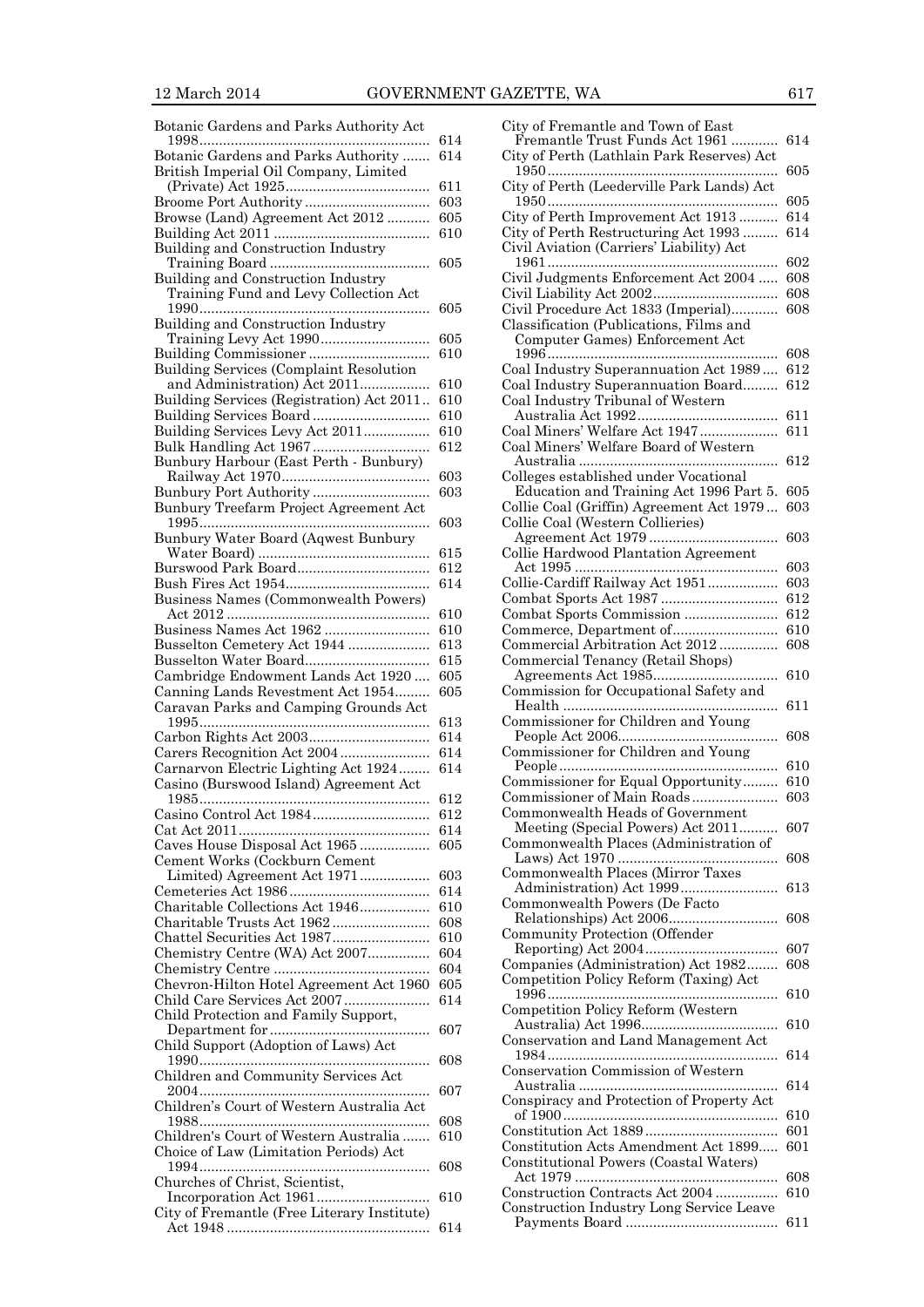| | |
|---|---|
| Botanic Gardens and Parks Authority Act 1998 | 614 |
| Botanic Gardens and Parks Authority | 614 |
| British Imperial Oil Company, Limited (Private) Act 1925 | 611 |
| Broome Port Authority | 603 |
| Browse (Land) Agreement Act 2012 | 605 |
| Building Act 2011 | 610 |
| Building and Construction Industry Training Board | 605 |
| Building and Construction Industry Training Fund and Levy Collection Act 1990 | 605 |
| Building and Construction Industry Training Levy Act 1990 | 605 |
| Building Commissioner | 610 |
| Building Services (Complaint Resolution and Administration) Act 2011 | 610 |
| Building Services (Registration) Act 2011 | 610 |
| Building Services Board | 610 |
| Building Services Levy Act 2011 | 610 |
| Bulk Handling Act 1967 | 612 |
| Bunbury Harbour (East Perth - Bunbury) Railway Act 1970 | 603 |
| Bunbury Port Authority | 603 |
| Bunbury Treefarm Project Agreement Act 1995 | 603 |
| Bunbury Water Board (Aqwest Bunbury Water Board) | 615 |
| Burswood Park Board | 612 |
| Bush Fires Act 1954 | 614 |
| Business Names (Commonwealth Powers) Act 2012 | 610 |
| Business Names Act 1962 | 610 |
| Busselton Cemetery Act 1944 | 613 |
| Busselton Water Board | 615 |
| Cambridge Endowment Lands Act 1920 | 605 |
| Canning Lands Revestment Act 1954 | 605 |
| Caravan Parks and Camping Grounds Act 1995 | 613 |
| Carbon Rights Act 2003 | 614 |
| Carers Recognition Act 2004 | 614 |
| Carnarvon Electric Lighting Act 1924 | 614 |
| Casino (Burswood Island) Agreement Act 1985 | 612 |
| Casino Control Act 1984 | 612 |
| Cat Act 2011 | 614 |
| Caves House Disposal Act 1965 | 605 |
| Cement Works (Cockburn Cement Limited) Agreement Act 1971 | 603 |
| Cemeteries Act 1986 | 614 |
| Charitable Collections Act 1946 | 610 |
| Charitable Trusts Act 1962 | 608 |
| Chattel Securities Act 1987 | 610 |
| Chemistry Centre (WA) Act 2007 | 604 |
| Chemistry Centre | 604 |
| Chevron-Hilton Hotel Agreement Act 1960 | 605 |
| Child Care Services Act 2007 | 614 |
| Child Protection and Family Support, Department for | 607 |
| Child Support (Adoption of Laws) Act 1990 | 608 |
| Children and Community Services Act 2004 | 607 |
| Children's Court of Western Australia Act 1988 | 608 |
| Children's Court of Western Australia | 610 |
| Choice of Law (Limitation Periods) Act 1994 | 608 |
| Churches of Christ, Scientist, Incorporation Act 1961 | 610 |
| City of Fremantle (Free Literary Institute) Act 1948 | 614 |
| City of Fremantle and Town of East Fremantle Trust Funds Act 1961 | 614 |
| City of Perth (Lathlain Park Reserves) Act 1950 | 605 |
| City of Perth (Leederville Park Lands) Act 1950 | 605 |
| City of Perth Improvement Act 1913 | 614 |
| City of Perth Restructuring Act 1993 | 614 |
| Civil Aviation (Carriers' Liability) Act 1961 | 602 |
| Civil Judgments Enforcement Act 2004 | 608 |
| Civil Liability Act 2002 | 608 |
| Civil Procedure Act 1833 (Imperial) | 608 |
| Classification (Publications, Films and Computer Games) Enforcement Act 1996 | 608 |
| Coal Industry Superannuation Act 1989 | 612 |
| Coal Industry Superannuation Board | 612 |
| Coal Industry Tribunal of Western Australia Act 1992 | 611 |
| Coal Miners' Welfare Act 1947 | 611 |
| Coal Miners' Welfare Board of Western Australia | 612 |
| Colleges established under Vocational Education and Training Act 1996 Part 5. | 605 |
| Collie Coal (Griffin) Agreement Act 1979 | 603 |
| Collie Coal (Western Collieries) Agreement Act 1979 | 603 |
| Collie Hardwood Plantation Agreement Act 1995 | 603 |
| Collie-Cardiff Railway Act 1951 | 603 |
| Combat Sports Act 1987 | 612 |
| Combat Sports Commission | 612 |
| Commerce, Department of | 610 |
| Commercial Arbitration Act 2012 | 608 |
| Commercial Tenancy (Retail Shops) Agreements Act 1985 | 610 |
| Commission for Occupational Safety and Health | 611 |
| Commissioner for Children and Young People Act 2006 | 608 |
| Commissioner for Children and Young People | 610 |
| Commissioner for Equal Opportunity | 610 |
| Commissioner of Main Roads | 603 |
| Commonwealth Heads of Government Meeting (Special Powers) Act 2011 | 607 |
| Commonwealth Places (Administration of Laws) Act 1970 | 608 |
| Commonwealth Places (Mirror Taxes Administration) Act 1999 | 613 |
| Commonwealth Powers (De Facto Relationships) Act 2006 | 608 |
| Community Protection (Offender Reporting) Act 2004 | 607 |
| Companies (Administration) Act 1982 | 608 |
| Competition Policy Reform (Taxing) Act 1996 | 610 |
| Competition Policy Reform (Western Australia) Act 1996 | 610 |
| Conservation and Land Management Act 1984 | 614 |
| Conservation Commission of Western Australia | 614 |
| Conspiracy and Protection of Property Act of 1900 | 610 |
| Constitution Act 1889 | 601 |
| Constitution Acts Amendment Act 1899 | 601 |
| Constitutional Powers (Coastal Waters) Act 1979 | 608 |
| Construction Contracts Act 2004 | 610 |
| Construction Industry Long Service Leave Payments Board | 611 |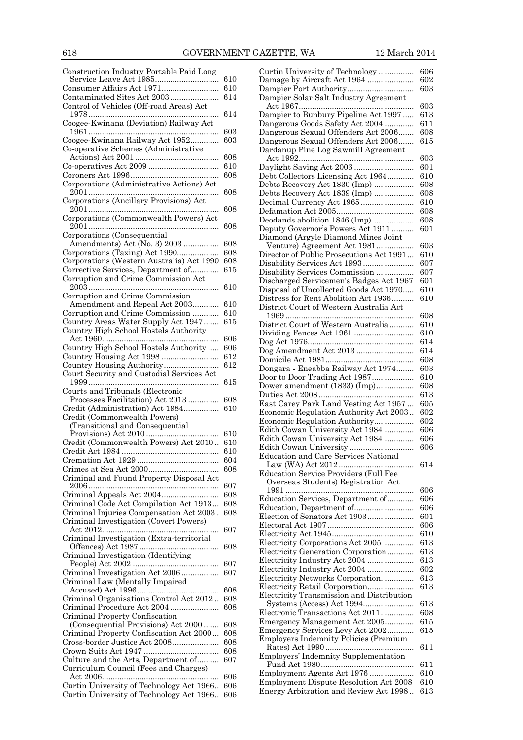Construction Industry Portable Paid Long Service Leave Act 1985 ... 610
Consumer Affairs Act 1971 ... 610
Contaminated Sites Act 2003 ... 614
Control of Vehicles (Off-road Areas) Act 1978 ... 614
Coogee-Kwinana (Deviation) Railway Act 1961 ... 603
Coogee-Kwinana Railway Act 1952 ... 603
Co-operative Schemes (Administrative Actions) Act 2001 ... 608
Co-operatives Act 2009 ... 610
Coroners Act 1996 ... 608
Corporations (Administrative Actions) Act 2001 ... 608
Corporations (Ancillary Provisions) Act 2001 ... 608
Corporations (Commonwealth Powers) Act 2001 ... 608
Corporations (Consequential Amendments) Act (No. 3) 2003 ... 608
Corporations (Taxing) Act 1990 ... 608
Corporations (Western Australia) Act 1990 608
Corrective Services, Department of ... 615
Corruption and Crime Commission Act 2003 ... 610
Corruption and Crime Commission Amendment and Repeal Act 2003 ... 610
Corruption and Crime Commission ... 610
Country Areas Water Supply Act 1947 ... 615
Country High School Hostels Authority Act 1960 ... 606
Country High School Hostels Authority ... 606
Country Housing Act 1998 ... 612
Country Housing Authority ... 612
Court Security and Custodial Services Act 1999 ... 615
Courts and Tribunals (Electronic Processes Facilitation) Act 2013 ... 608
Credit (Administration) Act 1984 ... 610
Credit (Commonwealth Powers) (Transitional and Consequential Provisions) Act 2010 ... 610
Credit (Commonwealth Powers) Act 2010 .. 610
Credit Act 1984 ... 610
Cremation Act 1929 ... 604
Crimes at Sea Act 2000 ... 608
Criminal and Found Property Disposal Act 2006 ... 607
Criminal Appeals Act 2004 ... 608
Criminal Code Act Compilation Act 1913 ... 608
Criminal Injuries Compensation Act 2003 . 608
Criminal Investigation (Covert Powers) Act 2012 ... 607
Criminal Investigation (Extra-territorial Offences) Act 1987 ... 608
Criminal Investigation (Identifying People) Act 2002 ... 607
Criminal Investigation Act 2006 ... 607
Criminal Law (Mentally Impaired Accused) Act 1996 ... 608
Criminal Organisations Control Act 2012 .. 608
Criminal Procedure Act 2004 ... 608
Criminal Property Confiscation (Consequential Provisions) Act 2000 ... 608
Criminal Property Confiscation Act 2000 ... 608
Cross-border Justice Act 2008 ... 608
Crown Suits Act 1947 ... 608
Culture and the Arts, Department of ... 607
Curriculum Council (Fees and Charges) Act 2006 ... 606
Curtin University of Technology Act 1966 .. 606
Curtin University of Technology Act 1966 .. 606
Curtin University of Technology ... 606
Damage by Aircraft Act 1964 ... 602
Dampier Port Authority ... 603
Dampier Solar Salt Industry Agreement Act 1967 ... 603
Dampier to Bunbury Pipeline Act 1997 ... 613
Dangerous Goods Safety Act 2004 ... 611
Dangerous Sexual Offenders Act 2006 ... 608
Dangerous Sexual Offenders Act 2006 ... 615
Dardanup Pine Log Sawmill Agreement Act 1992 ... 603
Daylight Saving Act 2006 ... 601
Debt Collectors Licensing Act 1964 ... 610
Debts Recovery Act 1830 (Imp) ... 608
Debts Recovery Act 1839 (Imp) ... 608
Decimal Currency Act 1965 ... 610
Defamation Act 2005 ... 608
Deodands abolition 1846 (Imp) ... 608
Deputy Governor's Powers Act 1911 ... 601
Diamond (Argyle Diamond Mines Joint Venture) Agreement Act 1981 ... 603
Director of Public Prosecutions Act 1991 ... 610
Disability Services Act 1993 ... 607
Disability Services Commission ... 607
Discharged Servicemen's Badges Act 1967 601
Disposal of Uncollected Goods Act 1970 ... 610
Distress for Rent Abolition Act 1936 ... 610
District Court of Western Australia Act 1969 ... 608
District Court of Western Australia ... 610
Dividing Fences Act 1961 ... 610
Dog Act 1976 ... 614
Dog Amendment Act 2013 ... 614
Domicile Act 1981 ... 608
Dongara - Eneabba Railway Act 1974 ... 603
Door to Door Trading Act 1987 ... 610
Dower amendment (1833) (Imp) ... 608
Duties Act 2008 ... 613
East Carey Park Land Vesting Act 1957 ... 605
Economic Regulation Authority Act 2003 .. 602
Economic Regulation Authority ... 602
Edith Cowan University Act 1984 ... 606
Edith Cowan University Act 1984 ... 606
Edith Cowan University ... 606
Education and Care Services National Law (WA) Act 2012 ... 614
Education Service Providers (Full Fee Overseas Students) Registration Act 1991 ... 606
Education Services, Department of ... 606
Education, Department of ... 606
Election of Senators Act 1903 ... 601
Electoral Act 1907 ... 606
Electricity Act 1945 ... 610
Electricity Corporations Act 2005 ... 613
Electricity Generation Corporation ... 613
Electricity Industry Act 2004 ... 613
Electricity Industry Act 2004 ... 602
Electricity Networks Corporation ... 613
Electricity Retail Corporation ... 613
Electricity Transmission and Distribution Systems (Access) Act 1994 ... 613
Electronic Transactions Act 2011 ... 608
Emergency Management Act 2005 ... 615
Emergency Services Levy Act 2002 ... 615
Employers Indemnity Policies (Premium Rates) Act 1990 ... 611
Employers' Indemnity Supplementation Fund Act 1980 ... 611
Employment Agents Act 1976 ... 610
Employment Dispute Resolution Act 2008 610
Energy Arbitration and Review Act 1998 .. 613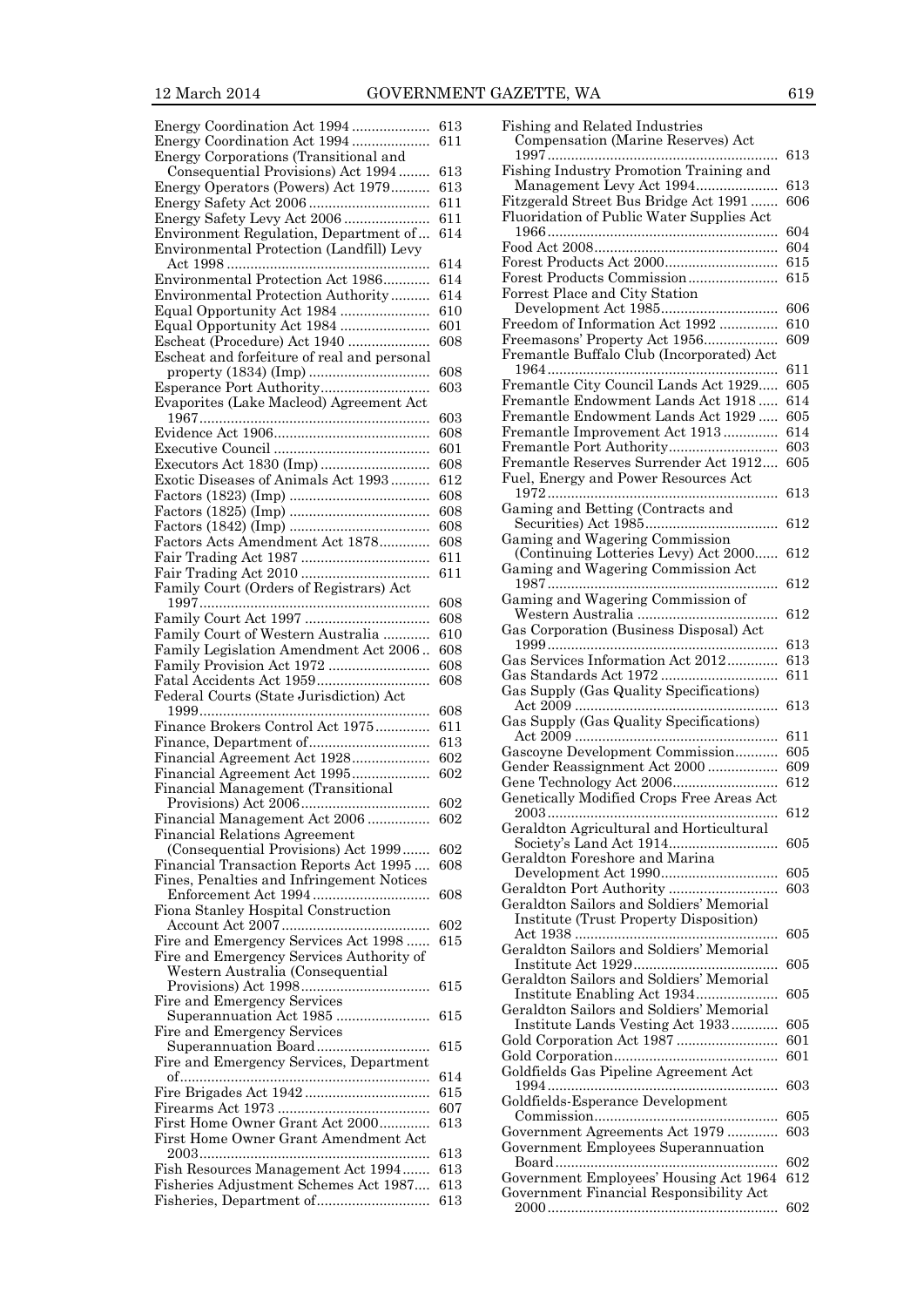| | |
|---|---|
| Energy Coordination Act 1994 | 613 |
| Energy Coordination Act 1994 | 611 |
| Energy Corporations (Transitional and Consequential Provisions) Act 1994 | 613 |
| Energy Operators (Powers) Act 1979 | 613 |
| Energy Safety Act 2006 | 611 |
| Energy Safety Levy Act 2006 | 611 |
| Environment Regulation, Department of | 614 |
| Environmental Protection (Landfill) Levy Act 1998 | 614 |
| Environmental Protection Act 1986 | 614 |
| Environmental Protection Authority | 614 |
| Equal Opportunity Act 1984 | 610 |
| Equal Opportunity Act 1984 | 601 |
| Escheat (Procedure) Act 1940 | 608 |
| Escheat and forfeiture of real and personal property (1834) (Imp) | 608 |
| Esperance Port Authority | 603 |
| Evaporites (Lake Macleod) Agreement Act 1967 | 603 |
| Evidence Act 1906 | 608 |
| Executive Council | 601 |
| Executors Act 1830 (Imp) | 608 |
| Exotic Diseases of Animals Act 1993 | 612 |
| Factors (1823) (Imp) | 608 |
| Factors (1825) (Imp) | 608 |
| Factors (1842) (Imp) | 608 |
| Factors Acts Amendment Act 1878 | 608 |
| Fair Trading Act 1987 | 611 |
| Fair Trading Act 2010 | 611 |
| Family Court (Orders of Registrars) Act 1997 | 608 |
| Family Court Act 1997 | 608 |
| Family Court of Western Australia | 610 |
| Family Legislation Amendment Act 2006 | 608 |
| Family Provision Act 1972 | 608 |
| Fatal Accidents Act 1959 | 608 |
| Federal Courts (State Jurisdiction) Act 1999 | 608 |
| Finance Brokers Control Act 1975 | 611 |
| Finance, Department of | 613 |
| Financial Agreement Act 1928 | 602 |
| Financial Agreement Act 1995 | 602 |
| Financial Management (Transitional Provisions) Act 2006 | 602 |
| Financial Management Act 2006 | 602 |
| Financial Relations Agreement (Consequential Provisions) Act 1999 | 602 |
| Financial Transaction Reports Act 1995 | 608 |
| Fines, Penalties and Infringement Notices Enforcement Act 1994 | 608 |
| Fiona Stanley Hospital Construction Account Act 2007 | 602 |
| Fire and Emergency Services Act 1998 | 615 |
| Fire and Emergency Services Authority of Western Australia (Consequential Provisions) Act 1998 | 615 |
| Fire and Emergency Services Superannuation Act 1985 | 615 |
| Fire and Emergency Services Superannuation Board | 615 |
| Fire and Emergency Services, Department of | 614 |
| Fire Brigades Act 1942 | 615 |
| Firearms Act 1973 | 607 |
| First Home Owner Grant Act 2000 | 613 |
| First Home Owner Grant Amendment Act 2003 | 613 |
| Fish Resources Management Act 1994 | 613 |
| Fisheries Adjustment Schemes Act 1987 | 613 |
| Fisheries, Department of | 613 |
| Fishing and Related Industries Compensation (Marine Reserves) Act 1997 | 613 |
| Fishing Industry Promotion Training and Management Levy Act 1994 | 613 |
| Fitzgerald Street Bus Bridge Act 1991 | 606 |
| Fluoridation of Public Water Supplies Act 1966 | 604 |
| Food Act 2008 | 604 |
| Forest Products Act 2000 | 615 |
| Forest Products Commission | 615 |
| Forrest Place and City Station Development Act 1985 | 606 |
| Freedom of Information Act 1992 | 610 |
| Freemasons' Property Act 1956 | 609 |
| Fremantle Buffalo Club (Incorporated) Act 1964 | 611 |
| Fremantle City Council Lands Act 1929 | 605 |
| Fremantle Endowment Lands Act 1918 | 614 |
| Fremantle Endowment Lands Act 1929 | 605 |
| Fremantle Improvement Act 1913 | 614 |
| Fremantle Port Authority | 603 |
| Fremantle Reserves Surrender Act 1912 | 605 |
| Fuel, Energy and Power Resources Act 1972 | 613 |
| Gaming and Betting (Contracts and Securities) Act 1985 | 612 |
| Gaming and Wagering Commission (Continuing Lotteries Levy) Act 2000 | 612 |
| Gaming and Wagering Commission Act 1987 | 612 |
| Gaming and Wagering Commission of Western Australia | 612 |
| Gas Corporation (Business Disposal) Act 1999 | 613 |
| Gas Services Information Act 2012 | 613 |
| Gas Standards Act 1972 | 611 |
| Gas Supply (Gas Quality Specifications) Act 2009 | 613 |
| Gas Supply (Gas Quality Specifications) Act 2009 | 611 |
| Gascoyne Development Commission | 605 |
| Gender Reassignment Act 2000 | 609 |
| Gene Technology Act 2006 | 612 |
| Genetically Modified Crops Free Areas Act 2003 | 612 |
| Geraldton Agricultural and Horticultural Society's Land Act 1914 | 605 |
| Geraldton Foreshore and Marina Development Act 1990 | 605 |
| Geraldton Port Authority | 603 |
| Geraldton Sailors and Soldiers' Memorial Institute (Trust Property Disposition) Act 1938 | 605 |
| Geraldton Sailors and Soldiers' Memorial Institute Act 1929 | 605 |
| Geraldton Sailors and Soldiers' Memorial Institute Enabling Act 1934 | 605 |
| Geraldton Sailors and Soldiers' Memorial Institute Lands Vesting Act 1933 | 605 |
| Gold Corporation Act 1987 | 601 |
| Gold Corporation | 601 |
| Goldfields Gas Pipeline Agreement Act 1994 | 603 |
| Goldfields-Esperance Development Commission | 605 |
| Government Agreements Act 1979 | 603 |
| Government Employees Superannuation Board | 602 |
| Government Employees' Housing Act 1964 | 612 |
| Government Financial Responsibility Act 2000 | 602 |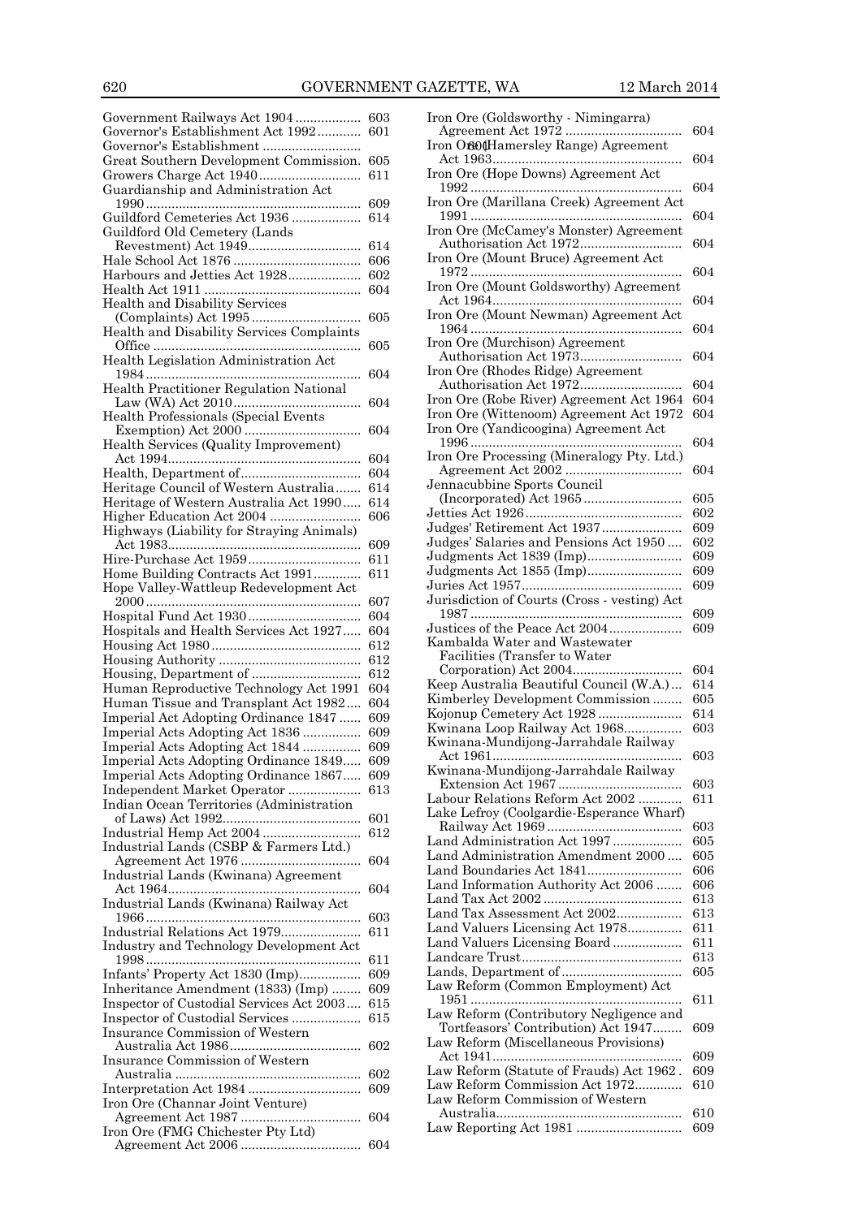| | |
|---|---|
| Government Railways Act 1904 | 603 |
| Governor's Establishment Act 1992 | 601 |
| Governor's Establishment | |
| Great Southern Development Commission | 605 |
| Growers Charge Act 1940 | 611 |
| Guardianship and Administration Act 1990 | 609 |
| Guildford Cemeteries Act 1936 | 614 |
| Guildford Old Cemetery (Lands Revestment) Act 1949 | 614 |
| Hale School Act 1876 | 606 |
| Harbours and Jetties Act 1928 | 602 |
| Health Act 1911 | 604 |
| Health and Disability Services (Complaints) Act 1995 | 605 |
| Health and Disability Services Complaints Office | 605 |
| Health Legislation Administration Act 1984 | 604 |
| Health Practitioner Regulation National Law (WA) Act 2010 | 604 |
| Health Professionals (Special Events Exemption) Act 2000 | 604 |
| Health Services (Quality Improvement) Act 1994 | 604 |
| Health, Department of | 604 |
| Heritage Council of Western Australia | 614 |
| Heritage of Western Australia Act 1990 | 614 |
| Higher Education Act 2004 | 606 |
| Highways (Liability for Straying Animals) Act 1983 | 609 |
| Hire-Purchase Act 1959 | 611 |
| Home Building Contracts Act 1991 | 611 |
| Hope Valley-Wattleup Redevelopment Act 2000 | 607 |
| Hospital Fund Act 1930 | 604 |
| Hospitals and Health Services Act 1927 | 604 |
| Housing Act 1980 | 612 |
| Housing Authority | 612 |
| Housing, Department of | 612 |
| Human Reproductive Technology Act 1991 | 604 |
| Human Tissue and Transplant Act 1982 | 604 |
| Imperial Act Adopting Ordinance 1847 | 609 |
| Imperial Acts Adopting Act 1836 | 609 |
| Imperial Acts Adopting Act 1844 | 609 |
| Imperial Acts Adopting Ordinance 1849 | 609 |
| Imperial Acts Adopting Ordinance 1867 | 609 |
| Independent Market Operator | 613 |
| Indian Ocean Territories (Administration of Laws) Act 1992 | 601 |
| Industrial Hemp Act 2004 | 612 |
| Industrial Lands (CSBP & Farmers Ltd.) Agreement Act 1976 | 604 |
| Industrial Lands (Kwinana) Agreement Act 1964 | 604 |
| Industrial Lands (Kwinana) Railway Act 1966 | 603 |
| Industrial Relations Act 1979 | 611 |
| Industry and Technology Development Act 1998 | 611 |
| Infants' Property Act 1830 (Imp) | 609 |
| Inheritance Amendment (1833) (Imp) | 609 |
| Inspector of Custodial Services Act 2003 | 615 |
| Inspector of Custodial Services | 615 |
| Insurance Commission of Western Australia Act 1986 | 602 |
| Insurance Commission of Western Australia | 602 |
| Interpretation Act 1984 | 609 |
| Iron Ore (Channar Joint Venture) Agreement Act 1987 | 604 |
| Iron Ore (FMG Chichester Pty Ltd) Agreement Act 2006 | 604 |
| Iron Ore (Goldsworthy - Nimingarra) Agreement Act 1972 | 604 |
| Iron Ore (Hamersley Range) Agreement Act 1963 | 604 |
| Iron Ore (Hope Downs) Agreement Act 1992 | 604 |
| Iron Ore (Marillana Creek) Agreement Act 1991 | 604 |
| Iron Ore (McCamey's Monster) Agreement Authorisation Act 1972 | 604 |
| Iron Ore (Mount Bruce) Agreement Act 1972 | 604 |
| Iron Ore (Mount Goldsworthy) Agreement Act 1964 | 604 |
| Iron Ore (Mount Newman) Agreement Act 1964 | 604 |
| Iron Ore (Murchison) Agreement Authorisation Act 1973 | 604 |
| Iron Ore (Rhodes Ridge) Agreement Authorisation Act 1972 | 604 |
| Iron Ore (Robe River) Agreement Act 1964 | 604 |
| Iron Ore (Wittenoom) Agreement Act 1972 | 604 |
| Iron Ore (Yandicoogina) Agreement Act 1996 | 604 |
| Iron Ore Processing (Mineralogy Pty. Ltd.) Agreement Act 2002 | 604 |
| Jennacubbine Sports Council (Incorporated) Act 1965 | 605 |
| Jetties Act 1926 | 602 |
| Judges' Retirement Act 1937 | 609 |
| Judges' Salaries and Pensions Act 1950 | 602 |
| Judgments Act 1839 (Imp) | 609 |
| Judgments Act 1855 (Imp) | 609 |
| Juries Act 1957 | 609 |
| Jurisdiction of Courts (Cross - vesting) Act 1987 | 609 |
| Justices of the Peace Act 2004 | 609 |
| Kambalda Water and Wastewater Facilities (Transfer to Water Corporation) Act 2004 | 604 |
| Keep Australia Beautiful Council (W.A.) | 614 |
| Kimberley Development Commission | 605 |
| Kojonup Cemetery Act 1928 | 614 |
| Kwinana Loop Railway Act 1968 | 603 |
| Kwinana-Mundijong-Jarrahdale Railway Act 1961 | 603 |
| Kwinana-Mundijong-Jarrahdale Railway Extension Act 1967 | 603 |
| Labour Relations Reform Act 2002 | 611 |
| Lake Lefroy (Coolgardie-Esperance Wharf) Railway Act 1969 | 603 |
| Land Administration Act 1997 | 605 |
| Land Administration Amendment 2000 | 605 |
| Land Boundaries Act 1841 | 606 |
| Land Information Authority Act 2006 | 606 |
| Land Tax Act 2002 | 613 |
| Land Tax Assessment Act 2002 | 613 |
| Land Valuers Licensing Act 1978 | 611 |
| Land Valuers Licensing Board | 611 |
| Landcare Trust | 613 |
| Lands, Department of | 605 |
| Law Reform (Common Employment) Act 1951 | 611 |
| Law Reform (Contributory Negligence and Tortfeasors' Contribution) Act 1947 | 609 |
| Law Reform (Miscellaneous Provisions) Act 1941 | 609 |
| Law Reform (Statute of Frauds) Act 1962 | 609 |
| Law Reform Commission Act 1972 | 610 |
| Law Reform Commission of Western Australia | 610 |
| Law Reporting Act 1981 | 609 |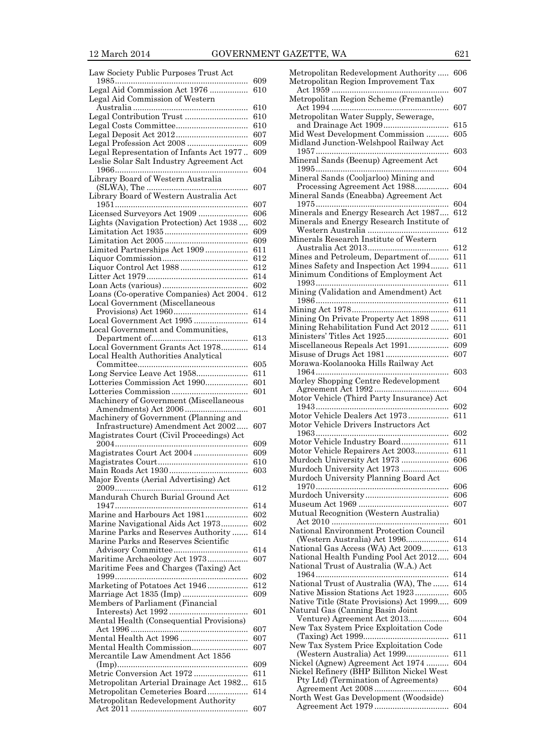| | |
|---|---|
| Law Society Public Purposes Trust Act 1985 | 609 |
| Legal Aid Commission Act 1976 | 610 |
| Legal Aid Commission of Western Australia | 610 |
| Legal Contribution Trust | 610 |
| Legal Costs Committee | 610 |
| Legal Deposit Act 2012 | 607 |
| Legal Profession Act 2008 | 609 |
| Legal Representation of Infants Act 1977 | 609 |
| Leslie Solar Salt Industry Agreement Act 1966 | 604 |
| Library Board of Western Australia (SLWA), The | 607 |
| Library Board of Western Australia Act 1951 | 607 |
| Licensed Surveyors Act 1909 | 606 |
| Lights (Navigation Protection) Act 1938 | 602 |
| Limitation Act 1935 | 609 |
| Limitation Act 2005 | 609 |
| Limited Partnerships Act 1909 | 611 |
| Liquor Commission | 612 |
| Liquor Control Act 1988 | 612 |
| Litter Act 1979 | 614 |
| Loan Acts (various) | 602 |
| Loans (Co-operative Companies) Act 2004 | 612 |
| Local Government (Miscellaneous Provisions) Act 1960 | 614 |
| Local Government Act 1995 | 614 |
| Local Government and Communities, Department of | 613 |
| Local Government Grants Act 1978 | 614 |
| Local Health Authorities Analytical Committee | 605 |
| Long Service Leave Act 1958 | 611 |
| Lotteries Commission Act 1990 | 601 |
| Lotteries Commission | 601 |
| Machinery of Government (Miscellaneous Amendments) Act 2006 | 601 |
| Machinery of Government (Planning and Infrastructure) Amendment Act 2002 | 607 |
| Magistrates Court (Civil Proceedings) Act 2004 | 609 |
| Magistrates Court Act 2004 | 609 |
| Magistrates Court | 610 |
| Main Roads Act 1930 | 603 |
| Major Events (Aerial Advertising) Act 2009 | 612 |
| Mandurah Church Burial Ground Act 1947 | 614 |
| Marine and Harbours Act 1981 | 602 |
| Marine Navigational Aids Act 1973 | 602 |
| Marine Parks and Reserves Authority | 614 |
| Marine Parks and Reserves Scientific Advisory Committee | 614 |
| Maritime Archaeology Act 1973 | 607 |
| Maritime Fees and Charges (Taxing) Act 1999 | 602 |
| Marketing of Potatoes Act 1946 | 612 |
| Marriage Act 1835 (Imp) | 609 |
| Members of Parliament (Financial Interests) Act 1992 | 601 |
| Mental Health (Consequential Provisions) Act 1996 | 607 |
| Mental Health Act 1996 | 607 |
| Mental Health Commission | 607 |
| Mercantile Law Amendment Act 1856 (Imp) | 609 |
| Metric Conversion Act 1972 | 611 |
| Metropolitan Arterial Drainage Act 1982 | 615 |
| Metropolitan Cemeteries Board | 614 |
| Metropolitan Redevelopment Authority Act 2011 | 607 |
| Metropolitan Redevelopment Authority | 606 |
| Metropolitan Region Improvement Tax Act 1959 | 607 |
| Metropolitan Region Scheme (Fremantle) Act 1994 | 607 |
| Metropolitan Water Supply, Sewerage, and Drainage Act 1909 | 615 |
| Mid West Development Commission | 605 |
| Midland Junction-Welshpool Railway Act 1957 | 603 |
| Mineral Sands (Beenup) Agreement Act 1995 | 604 |
| Mineral Sands (Cooljarloo) Mining and Processing Agreement Act 1988 | 604 |
| Mineral Sands (Eneabba) Agreement Act 1975 | 604 |
| Minerals and Energy Research Act 1987 | 612 |
| Minerals and Energy Research Institute of Western Australia | 612 |
| Minerals Research Institute of Western Australia Act 2013 | 612 |
| Mines and Petroleum, Department of | 611 |
| Mines Safety and Inspection Act 1994 | 611 |
| Minimum Conditions of Employment Act 1993 | 611 |
| Mining (Validation and Amendment) Act 1986 | 611 |
| Mining Act 1978 | 611 |
| Mining On Private Property Act 1898 | 611 |
| Mining Rehabilitation Fund Act 2012 | 611 |
| Ministers' Titles Act 1925 | 601 |
| Miscellaneous Repeals Act 1991 | 609 |
| Misuse of Drugs Act 1981 | 607 |
| Morawa-Koolanooka Hills Railway Act 1964 | 603 |
| Morley Shopping Centre Redevelopment Agreement Act 1992 | 604 |
| Motor Vehicle (Third Party Insurance) Act 1943 | 602 |
| Motor Vehicle Dealers Act 1973 | 611 |
| Motor Vehicle Drivers Instructors Act 1963 | 602 |
| Motor Vehicle Industry Board | 611 |
| Motor Vehicle Repairers Act 2003 | 611 |
| Murdoch University Act 1973 | 606 |
| Murdoch University Act 1973 | 606 |
| Murdoch University Planning Board Act 1970 | 606 |
| Murdoch University | 606 |
| Museum Act 1969 | 607 |
| Mutual Recognition (Western Australia) Act 2010 | 601 |
| National Environment Protection Council (Western Australia) Act 1996 | 614 |
| National Gas Access (WA) Act 2009 | 613 |
| National Health Funding Pool Act 2012 | 604 |
| National Trust of Australia (W.A.) Act 1964 | 614 |
| National Trust of Australia (WA), The | 614 |
| Native Mission Stations Act 1923 | 605 |
| Native Title (State Provisions) Act 1999 | 609 |
| Natural Gas (Canning Basin Joint Venture) Agreement Act 2013 | 604 |
| New Tax System Price Exploitation Code (Taxing) Act 1999 | 611 |
| New Tax System Price Exploitation Code (Western Australia) Act 1999 | 611 |
| Nickel (Agnew) Agreement Act 1974 | 604 |
| Nickel Refinery (BHP Billiton Nickel West Pty Ltd) (Termination of Agreements) Agreement Act 2008 | 604 |
| North West Gas Development (Woodside) Agreement Act 1979 | 604 |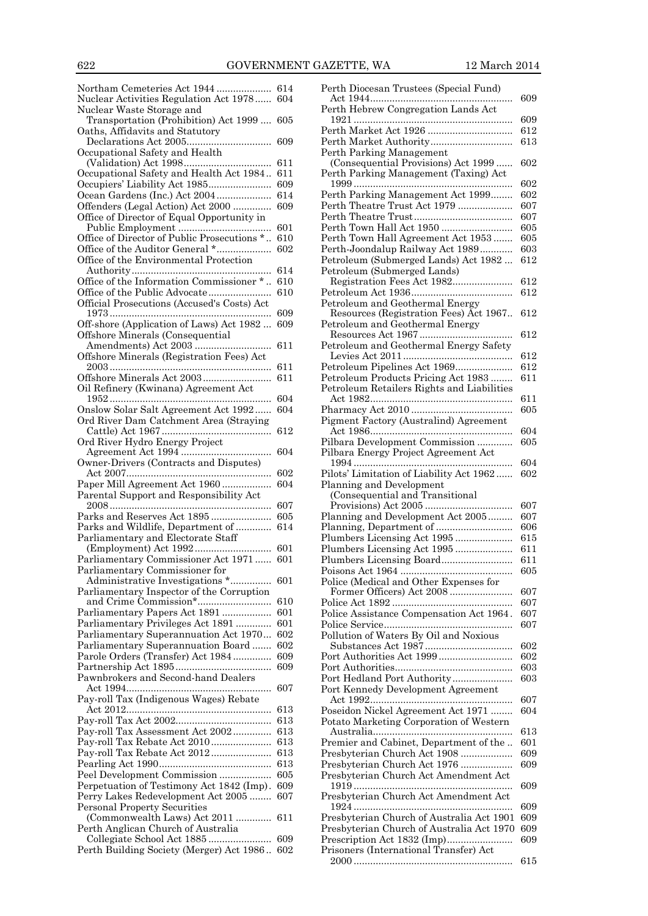| | |
|---|---|
| Northam Cemeteries Act 1944 | 614 |
| Nuclear Activities Regulation Act 1978 | 604 |
| Nuclear Waste Storage and Transportation (Prohibition) Act 1999 | 605 |
| Oaths, Affidavits and Statutory Declarations Act 2005 | 609 |
| Occupational Safety and Health (Validation) Act 1998 | 611 |
| Occupational Safety and Health Act 1984 | 611 |
| Occupiers' Liability Act 1985 | 609 |
| Ocean Gardens (Inc.) Act 2004 | 614 |
| Offenders (Legal Action) Act 2000 | 609 |
| Office of Director of Equal Opportunity in Public Employment | 601 |
| Office of Director of Public Prosecutions * | 610 |
| Office of the Auditor General * | 602 |
| Office of the Environmental Protection Authority | 614 |
| Office of the Information Commissioner * | 610 |
| Office of the Public Advocate | 610 |
| Official Prosecutions (Accused's Costs) Act 1973 | 609 |
| Off-shore (Application of Laws) Act 1982 | 609 |
| Offshore Minerals (Consequential Amendments) Act 2003 | 611 |
| Offshore Minerals (Registration Fees) Act 2003 | 611 |
| Offshore Minerals Act 2003 | 611 |
| Oil Refinery (Kwinana) Agreement Act 1952 | 604 |
| Onslow Solar Salt Agreement Act 1992 | 604 |
| Ord River Dam Catchment Area (Straying Cattle) Act 1967 | 612 |
| Ord River Hydro Energy Project Agreement Act 1994 | 604 |
| Owner-Drivers (Contracts and Disputes) Act 2007 | 602 |
| Paper Mill Agreement Act 1960 | 604 |
| Parental Support and Responsibility Act 2008 | 607 |
| Parks and Reserves Act 1895 | 605 |
| Parks and Wildlife, Department of | 614 |
| Parliamentary and Electorate Staff (Employment) Act 1992 | 601 |
| Parliamentary Commissioner Act 1971 | 601 |
| Parliamentary Commissioner for Administrative Investigations * | 601 |
| Parliamentary Inspector of the Corruption and Crime Commission* | 610 |
| Parliamentary Papers Act 1891 | 601 |
| Parliamentary Privileges Act 1891 | 601 |
| Parliamentary Superannuation Act 1970 | 602 |
| Parliamentary Superannuation Board | 602 |
| Parole Orders (Transfer) Act 1984 | 609 |
| Partnership Act 1895 | 609 |
| Pawnbrokers and Second-hand Dealers Act 1994 | 607 |
| Pay-roll Tax (Indigenous Wages) Rebate Act 2012 | 613 |
| Pay-roll Tax Act 2002 | 613 |
| Pay-roll Tax Assessment Act 2002 | 613 |
| Pay-roll Tax Rebate Act 2010 | 613 |
| Pay-roll Tax Rebate Act 2012 | 613 |
| Pearling Act 1990 | 613 |
| Peel Development Commission | 605 |
| Perpetuation of Testimony Act 1842 (Imp) | 609 |
| Perry Lakes Redevelopment Act 2005 | 607 |
| Personal Property Securities (Commonwealth Laws) Act 2011 | 611 |
| Perth Anglican Church of Australia Collegiate School Act 1885 | 609 |
| Perth Building Society (Merger) Act 1986 | 602 |
| Perth Diocesan Trustees (Special Fund) Act 1944 | 609 |
| Perth Hebrew Congregation Lands Act 1921 | 609 |
| Perth Market Act 1926 | 612 |
| Perth Market Authority | 613 |
| Perth Parking Management (Consequential Provisions) Act 1999 | 602 |
| Perth Parking Management (Taxing) Act 1999 | 602 |
| Perth Parking Management Act 1999 | 602 |
| Perth Theatre Trust Act 1979 | 607 |
| Perth Theatre Trust | 607 |
| Perth Town Hall Act 1950 | 605 |
| Perth Town Hall Agreement Act 1953 | 605 |
| Perth-Joondalup Railway Act 1989 | 603 |
| Petroleum (Submerged Lands) Act 1982 | 612 |
| Petroleum (Submerged Lands) Registration Fees Act 1982 | 612 |
| Petroleum Act 1936 | 612 |
| Petroleum and Geothermal Energy Resources (Registration Fees) Act 1967 | 612 |
| Petroleum and Geothermal Energy Resources Act 1967 | 612 |
| Petroleum and Geothermal Energy Safety Levies Act 2011 | 612 |
| Petroleum Pipelines Act 1969 | 612 |
| Petroleum Products Pricing Act 1983 | 611 |
| Petroleum Retailers Rights and Liabilities Act 1982 | 611 |
| Pharmacy Act 2010 | 605 |
| Pigment Factory (Australind) Agreement Act 1986 | 604 |
| Pilbara Development Commission | 605 |
| Pilbara Energy Project Agreement Act 1994 | 604 |
| Pilots' Limitation of Liability Act 1962 | 602 |
| Planning and Development (Consequential and Transitional Provisions) Act 2005 | 607 |
| Planning and Development Act 2005 | 607 |
| Planning, Department of | 606 |
| Plumbers Licensing Act 1995 | 615 |
| Plumbers Licensing Act 1995 | 611 |
| Plumbers Licensing Board | 611 |
| Poisons Act 1964 | 605 |
| Police (Medical and Other Expenses for Former Officers) Act 2008 | 607 |
| Police Act 1892 | 607 |
| Police Assistance Compensation Act 1964 | 607 |
| Police Service | 607 |
| Pollution of Waters By Oil and Noxious Substances Act 1987 | 602 |
| Port Authorities Act 1999 | 602 |
| Port Authorities | 603 |
| Port Hedland Port Authority | 603 |
| Port Kennedy Development Agreement Act 1992 | 607 |
| Poseidon Nickel Agreement Act 1971 | 604 |
| Potato Marketing Corporation of Western Australia | 613 |
| Premier and Cabinet, Department of the | 601 |
| Presbyterian Church Act 1908 | 609 |
| Presbyterian Church Act 1976 | 609 |
| Presbyterian Church Act Amendment Act 1919 | 609 |
| Presbyterian Church Act Amendment Act 1924 | 609 |
| Presbyterian Church of Australia Act 1901 | 609 |
| Presbyterian Church of Australia Act 1970 | 609 |
| Prescription Act 1832 (Imp) | 609 |
| Prisoners (International Transfer) Act 2000 | 615 |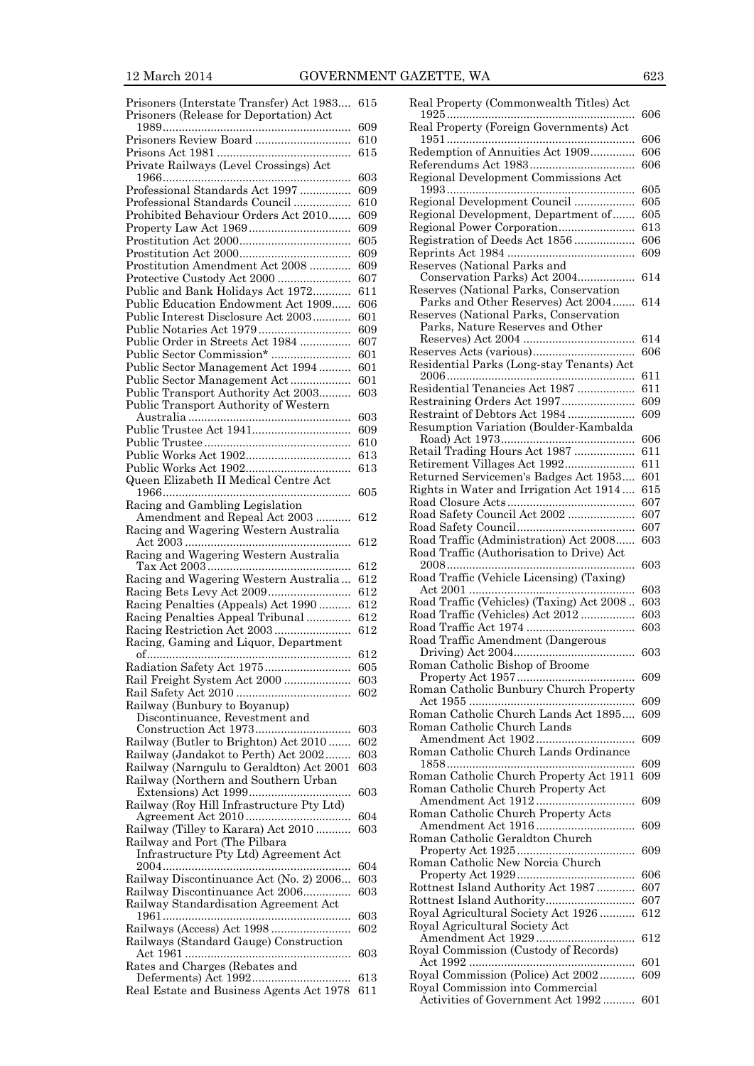| | |
|---|---|
| Prisoners (Interstate Transfer) Act 1983 | 615 |
| Prisoners (Release for Deportation) Act 1989 | 609 |
| Prisoners Review Board | 610 |
| Prisons Act 1981 | 615 |
| Private Railways (Level Crossings) Act 1966 | 603 |
| Professional Standards Act 1997 | 609 |
| Professional Standards Council | 610 |
| Prohibited Behaviour Orders Act 2010 | 609 |
| Property Law Act 1969 | 609 |
| Prostitution Act 2000 | 605 |
| Prostitution Act 2000 | 609 |
| Prostitution Amendment Act 2008 | 609 |
| Protective Custody Act 2000 | 607 |
| Public and Bank Holidays Act 1972 | 611 |
| Public Education Endowment Act 1909 | 606 |
| Public Interest Disclosure Act 2003 | 601 |
| Public Notaries Act 1979 | 609 |
| Public Order in Streets Act 1984 | 607 |
| Public Sector Commission* | 601 |
| Public Sector Management Act 1994 | 601 |
| Public Sector Management Act | 601 |
| Public Transport Authority Act 2003 | 603 |
| Public Transport Authority of Western Australia | 603 |
| Public Trustee Act 1941 | 609 |
| Public Trustee | 610 |
| Public Works Act 1902 | 613 |
| Public Works Act 1902 | 613 |
| Queen Elizabeth II Medical Centre Act 1966 | 605 |
| Racing and Gambling Legislation Amendment and Repeal Act 2003 | 612 |
| Racing and Wagering Western Australia Act 2003 | 612 |
| Racing and Wagering Western Australia Tax Act 2003 | 612 |
| Racing and Wagering Western Australia | 612 |
| Racing Bets Levy Act 2009 | 612 |
| Racing Penalties (Appeals) Act 1990 | 612 |
| Racing Penalties Appeal Tribunal | 612 |
| Racing Restriction Act 2003 | 612 |
| Racing, Gaming and Liquor, Department of | 612 |
| Radiation Safety Act 1975 | 605 |
| Rail Freight System Act 2000 | 603 |
| Rail Safety Act 2010 | 602 |
| Railway (Bunbury to Boyanup) Discontinuance, Revestment and Construction Act 1973 | 603 |
| Railway (Butler to Brighton) Act 2010 | 602 |
| Railway (Jandakot to Perth) Act 2002 | 603 |
| Railway (Narngulu to Geraldton) Act 2001 | 603 |
| Railway (Northern and Southern Urban Extensions) Act 1999 | 603 |
| Railway (Roy Hill Infrastructure Pty Ltd) Agreement Act 2010 | 604 |
| Railway (Tilley to Karara) Act 2010 | 603 |
| Railway and Port (The Pilbara Infrastructure Pty Ltd) Agreement Act 2004 | 604 |
| Railway Discontinuance Act (No. 2) 2006 | 603 |
| Railway Discontinuance Act 2006 | 603 |
| Railway Standardisation Agreement Act 1961 | 603 |
| Railways (Access) Act 1998 | 602 |
| Railways (Standard Gauge) Construction Act 1961 | 603 |
| Rates and Charges (Rebates and Deferments) Act 1992 | 613 |
| Real Estate and Business Agents Act 1978 | 611 |
| Real Property (Commonwealth Titles) Act 1925 | 606 |
| Real Property (Foreign Governments) Act 1951 | 606 |
| Redemption of Annuities Act 1909 | 606 |
| Referendums Act 1983 | 606 |
| Regional Development Commissions Act 1993 | 605 |
| Regional Development Council | 605 |
| Regional Development, Department of | 605 |
| Regional Power Corporation | 613 |
| Registration of Deeds Act 1856 | 606 |
| Reprints Act 1984 | 609 |
| Reserves (National Parks and Conservation Parks) Act 2004 | 614 |
| Reserves (National Parks, Conservation Parks and Other Reserves) Act 2004 | 614 |
| Reserves (National Parks, Conservation Parks, Nature Reserves and Other Reserves) Act 2004 | 614 |
| Reserves Acts (various) | 606 |
| Residential Parks (Long-stay Tenants) Act 2006 | 611 |
| Residential Tenancies Act 1987 | 611 |
| Restraining Orders Act 1997 | 609 |
| Restraint of Debtors Act 1984 | 609 |
| Resumption Variation (Boulder-Kambalda Road) Act 1973 | 606 |
| Retail Trading Hours Act 1987 | 611 |
| Retirement Villages Act 1992 | 611 |
| Returned Servicemen's Badges Act 1953 | 601 |
| Rights in Water and Irrigation Act 1914 | 615 |
| Road Closure Acts | 607 |
| Road Safety Council Act 2002 | 607 |
| Road Safety Council | 607 |
| Road Traffic (Administration) Act 2008 | 603 |
| Road Traffic (Authorisation to Drive) Act 2008 | 603 |
| Road Traffic (Vehicle Licensing) (Taxing) Act 2001 | 603 |
| Road Traffic (Vehicles) (Taxing) Act 2008 | 603 |
| Road Traffic (Vehicles) Act 2012 | 603 |
| Road Traffic Act 1974 | 603 |
| Road Traffic Amendment (Dangerous Driving) Act 2004 | 603 |
| Roman Catholic Bishop of Broome Property Act 1957 | 609 |
| Roman Catholic Bunbury Church Property Act 1955 | 609 |
| Roman Catholic Church Lands Act 1895 | 609 |
| Roman Catholic Church Lands Amendment Act 1902 | 609 |
| Roman Catholic Church Lands Ordinance 1858 | 609 |
| Roman Catholic Church Property Act 1911 | 609 |
| Roman Catholic Church Property Act Amendment Act 1912 | 609 |
| Roman Catholic Church Property Acts Amendment Act 1916 | 609 |
| Roman Catholic Geraldton Church Property Act 1925 | 609 |
| Roman Catholic New Norcia Church Property Act 1929 | 606 |
| Rottnest Island Authority Act 1987 | 607 |
| Rottnest Island Authority | 607 |
| Royal Agricultural Society Act 1926 | 612 |
| Royal Agricultural Society Act Amendment Act 1929 | 612 |
| Royal Commission (Custody of Records) Act 1992 | 601 |
| Royal Commission (Police) Act 2002 | 609 |
| Royal Commission into Commercial Activities of Government Act 1992 | 601 |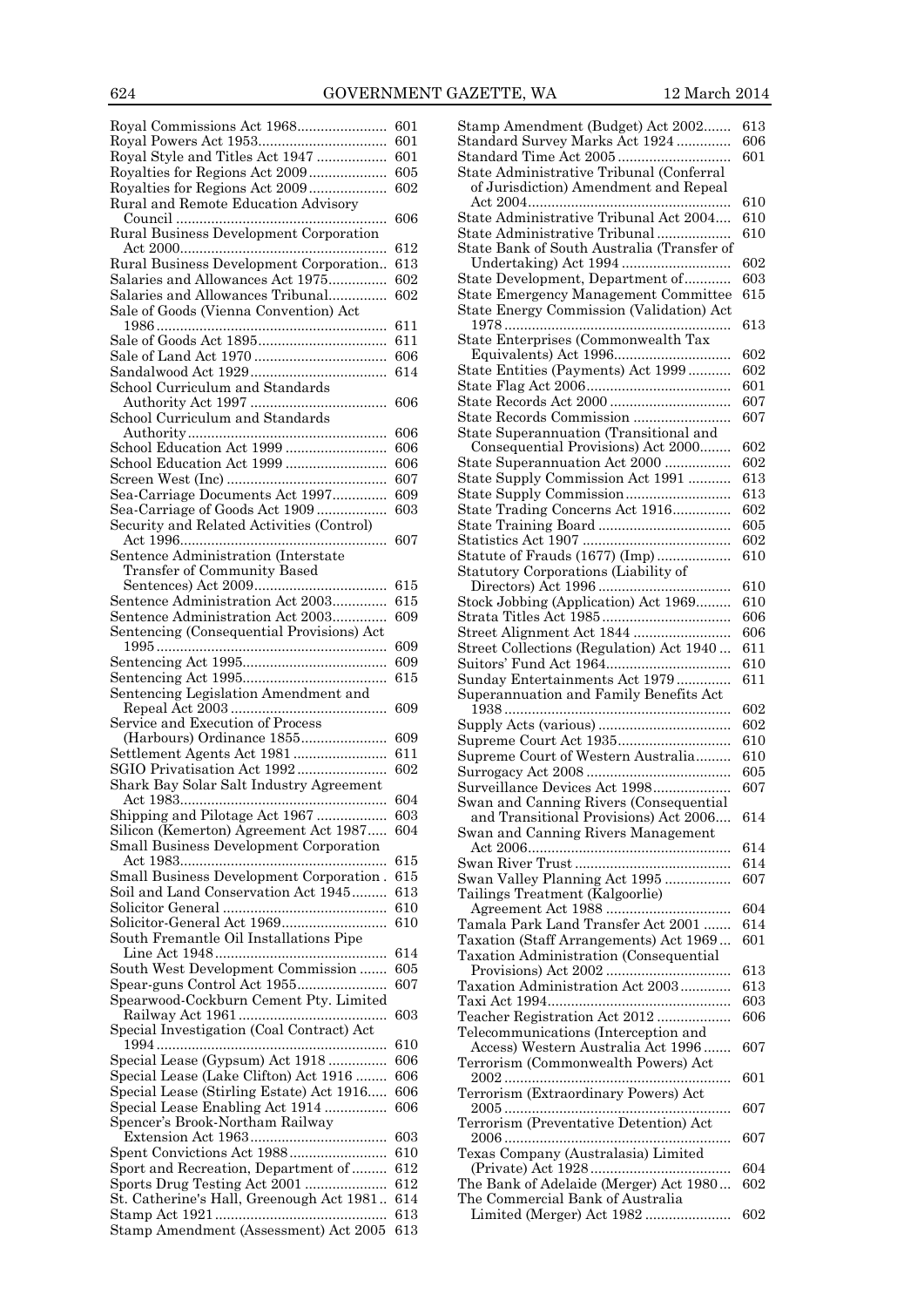| | |
|---|---|
| Royal Commissions Act 1968 | 601 |
| Royal Powers Act 1953 | 601 |
| Royal Style and Titles Act 1947 | 601 |
| Royalties for Regions Act 2009 | 605 |
| Royalties for Regions Act 2009 | 602 |
| Rural and Remote Education Advisory Council | 606 |
| Rural Business Development Corporation Act 2000 | 612 |
| Rural Business Development Corporation | 613 |
| Salaries and Allowances Act 1975 | 602 |
| Salaries and Allowances Tribunal | 602 |
| Sale of Goods (Vienna Convention) Act 1986 | 611 |
| Sale of Goods Act 1895 | 611 |
| Sale of Land Act 1970 | 606 |
| Sandalwood Act 1929 | 614 |
| School Curriculum and Standards Authority Act 1997 | 606 |
| School Curriculum and Standards Authority | 606 |
| School Education Act 1999 | 606 |
| School Education Act 1999 | 606 |
| Screen West (Inc) | 607 |
| Sea-Carriage Documents Act 1997 | 609 |
| Sea-Carriage of Goods Act 1909 | 603 |
| Security and Related Activities (Control) Act 1996 | 607 |
| Sentence Administration (Interstate Transfer of Community Based Sentences) Act 2009 | 615 |
| Sentence Administration Act 2003 | 615 |
| Sentence Administration Act 2003 | 609 |
| Sentencing (Consequential Provisions) Act 1995 | 609 |
| Sentencing Act 1995 | 609 |
| Sentencing Act 1995 | 615 |
| Sentencing Legislation Amendment and Repeal Act 2003 | 609 |
| Service and Execution of Process (Harbours) Ordinance 1855 | 609 |
| Settlement Agents Act 1981 | 611 |
| SGIO Privatisation Act 1992 | 602 |
| Shark Bay Solar Salt Industry Agreement Act 1983 | 604 |
| Shipping and Pilotage Act 1967 | 603 |
| Silicon (Kemerton) Agreement Act 1987 | 604 |
| Small Business Development Corporation Act 1983 | 615 |
| Small Business Development Corporation | 615 |
| Soil and Land Conservation Act 1945 | 613 |
| Solicitor General | 610 |
| Solicitor-General Act 1969 | 610 |
| South Fremantle Oil Installations Pipe Line Act 1948 | 614 |
| South West Development Commission | 605 |
| Spear-guns Control Act 1955 | 607 |
| Spearwood-Cockburn Cement Pty. Limited Railway Act 1961 | 603 |
| Special Investigation (Coal Contract) Act 1994 | 610 |
| Special Lease (Gypsum) Act 1918 | 606 |
| Special Lease (Lake Clifton) Act 1916 | 606 |
| Special Lease (Stirling Estate) Act 1916 | 606 |
| Special Lease Enabling Act 1914 | 606 |
| Spencer's Brook-Northam Railway Extension Act 1963 | 603 |
| Spent Convictions Act 1988 | 610 |
| Sport and Recreation, Department of | 612 |
| Sports Drug Testing Act 2001 | 612 |
| St. Catherine's Hall, Greenough Act 1981 | 614 |
| Stamp Act 1921 | 613 |
| Stamp Amendment (Assessment) Act 2005 | 613 |
| Stamp Amendment (Budget) Act 2002 | 613 |
| Standard Survey Marks Act 1924 | 606 |
| Standard Time Act 2005 | 601 |
| State Administrative Tribunal (Conferral of Jurisdiction) Amendment and Repeal Act 2004 | 610 |
| State Administrative Tribunal Act 2004 | 610 |
| State Administrative Tribunal | 610 |
| State Bank of South Australia (Transfer of Undertaking) Act 1994 | 602 |
| State Development, Department of | 603 |
| State Emergency Management Committee | 615 |
| State Energy Commission (Validation) Act 1978 | 613 |
| State Enterprises (Commonwealth Tax Equivalents) Act 1996 | 602 |
| State Entities (Payments) Act 1999 | 602 |
| State Flag Act 2006 | 601 |
| State Records Act 2000 | 607 |
| State Records Commission | 607 |
| State Superannuation (Transitional and Consequential Provisions) Act 2000 | 602 |
| State Superannuation Act 2000 | 602 |
| State Supply Commission Act 1991 | 613 |
| State Supply Commission | 613 |
| State Trading Concerns Act 1916 | 602 |
| State Training Board | 605 |
| Statistics Act 1907 | 602 |
| Statute of Frauds (1677) (Imp) | 610 |
| Statutory Corporations (Liability of Directors) Act 1996 | 610 |
| Stock Jobbing (Application) Act 1969 | 610 |
| Strata Titles Act 1985 | 606 |
| Street Alignment Act 1844 | 606 |
| Street Collections (Regulation) Act 1940 | 611 |
| Suitors' Fund Act 1964 | 610 |
| Sunday Entertainments Act 1979 | 611 |
| Superannuation and Family Benefits Act 1938 | 602 |
| Supply Acts (various) | 602 |
| Supreme Court Act 1935 | 610 |
| Supreme Court of Western Australia | 610 |
| Surrogacy Act 2008 | 605 |
| Surveillance Devices Act 1998 | 607 |
| Swan and Canning Rivers (Consequential and Transitional Provisions) Act 2006 | 614 |
| Swan and Canning Rivers Management Act 2006 | 614 |
| Swan River Trust | 614 |
| Swan Valley Planning Act 1995 | 607 |
| Tailings Treatment (Kalgoorlie) Agreement Act 1988 | 604 |
| Tamala Park Land Transfer Act 2001 | 614 |
| Taxation (Staff Arrangements) Act 1969 | 601 |
| Taxation Administration (Consequential Provisions) Act 2002 | 613 |
| Taxation Administration Act 2003 | 613 |
| Taxi Act 1994 | 603 |
| Teacher Registration Act 2012 | 606 |
| Telecommunications (Interception and Access) Western Australia Act 1996 | 607 |
| Terrorism (Commonwealth Powers) Act 2002 | 601 |
| Terrorism (Extraordinary Powers) Act 2005 | 607 |
| Terrorism (Preventative Detention) Act 2006 | 607 |
| Texas Company (Australasia) Limited (Private) Act 1928 | 604 |
| The Bank of Adelaide (Merger) Act 1980 | 602 |
| The Commercial Bank of Australia Limited (Merger) Act 1982 | 602 |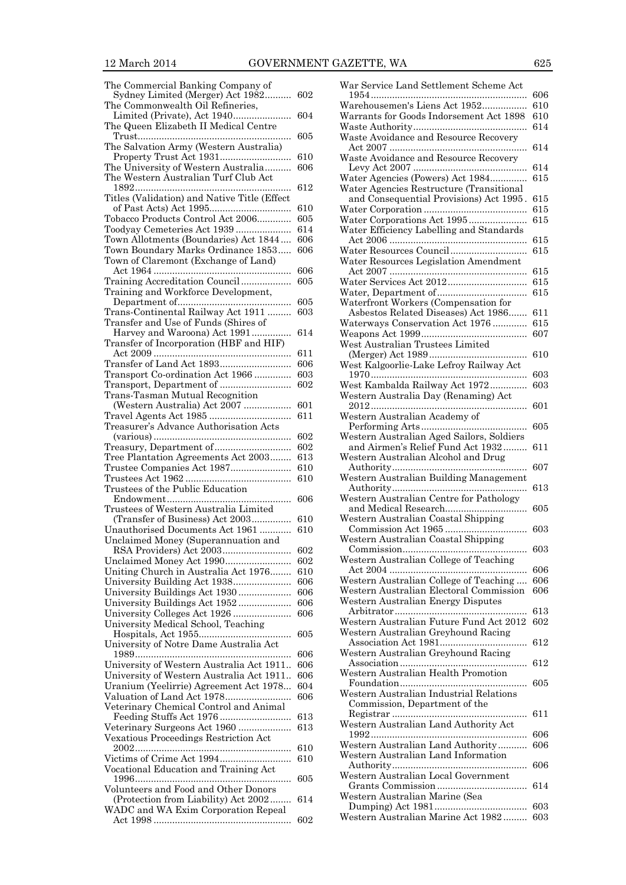| | |
|---|---|
| The Commercial Banking Company of Sydney Limited (Merger) Act 1982 | 602 |
| The Commonwealth Oil Refineries, Limited (Private), Act 1940 | 604 |
| The Queen Elizabeth II Medical Centre Trust | 605 |
| The Salvation Army (Western Australia) Property Trust Act 1931 | 610 |
| The University of Western Australia | 606 |
| The Western Australian Turf Club Act 1892 | 612 |
| Titles (Validation) and Native Title (Effect of Past Acts) Act 1995 | 610 |
| Tobacco Products Control Act 2006 | 605 |
| Toodyay Cemeteries Act 1939 | 614 |
| Town Allotments (Boundaries) Act 1844 | 606 |
| Town Boundary Marks Ordinance 1853 | 606 |
| Town of Claremont (Exchange of Land) Act 1964 | 606 |
| Training Accreditation Council | 605 |
| Training and Workforce Development, Department of | 605 |
| Trans-Continental Railway Act 1911 | 603 |
| Transfer and Use of Funds (Shires of Harvey and Waroona) Act 1991 | 614 |
| Transfer of Incorporation (HBF and HIF) Act 2009 | 611 |
| Transfer of Land Act 1893 | 606 |
| Transport Co-ordination Act 1966 | 603 |
| Transport, Department of | 602 |
| Trans-Tasman Mutual Recognition (Western Australia) Act 2007 | 601 |
| Travel Agents Act 1985 | 611 |
| Treasurer's Advance Authorisation Acts (various) | 602 |
| Treasury, Department of | 602 |
| Tree Plantation Agreements Act 2003 | 613 |
| Trustee Companies Act 1987 | 610 |
| Trustees Act 1962 | 610 |
| Trustees of the Public Education Endowment | 606 |
| Trustees of Western Australia Limited (Transfer of Business) Act 2003 | 610 |
| Unauthorised Documents Act 1961 | 610 |
| Unclaimed Money (Superannuation and RSA Providers) Act 2003 | 602 |
| Unclaimed Money Act 1990 | 602 |
| Uniting Church in Australia Act 1976 | 610 |
| University Building Act 1938 | 606 |
| University Buildings Act 1930 | 606 |
| University Buildings Act 1952 | 606 |
| University Colleges Act 1926 | 606 |
| University Medical School, Teaching Hospitals, Act 1955 | 605 |
| University of Notre Dame Australia Act 1989 | 606 |
| University of Western Australia Act 1911 | 606 |
| University of Western Australia Act 1911 | 606 |
| Uranium (Yeelirrie) Agreement Act 1978 | 604 |
| Valuation of Land Act 1978 | 606 |
| Veterinary Chemical Control and Animal Feeding Stuffs Act 1976 | 613 |
| Veterinary Surgeons Act 1960 | 613 |
| Vexatious Proceedings Restriction Act 2002 | 610 |
| Victims of Crime Act 1994 | 610 |
| Vocational Education and Training Act 1996 | 605 |
| Volunteers and Food and Other Donors (Protection from Liability) Act 2002 | 614 |
| WADC and WA Exim Corporation Repeal Act 1998 | 602 |
| War Service Land Settlement Scheme Act 1954 | 606 |
| Warehousemen's Liens Act 1952 | 610 |
| Warrants for Goods Indorsement Act 1898 | 610 |
| Waste Authority | 614 |
| Waste Avoidance and Resource Recovery Act 2007 | 614 |
| Waste Avoidance and Resource Recovery Levy Act 2007 | 614 |
| Water Agencies (Powers) Act 1984 | 615 |
| Water Agencies Restructure (Transitional and Consequential Provisions) Act 1995 | 615 |
| Water Corporation | 615 |
| Water Corporations Act 1995 | 615 |
| Water Efficiency Labelling and Standards Act 2006 | 615 |
| Water Resources Council | 615 |
| Water Resources Legislation Amendment Act 2007 | 615 |
| Water Services Act 2012 | 615 |
| Water, Department of | 615 |
| Waterfront Workers (Compensation for Asbestos Related Diseases) Act 1986 | 611 |
| Waterways Conservation Act 1976 | 615 |
| Weapons Act 1999 | 607 |
| West Australian Trustees Limited (Merger) Act 1989 | 610 |
| West Kalgoorlie-Lake Lefroy Railway Act 1970 | 603 |
| West Kambalda Railway Act 1972 | 603 |
| Western Australia Day (Renaming) Act 2012 | 601 |
| Western Australian Academy of Performing Arts | 605 |
| Western Australian Aged Sailors, Soldiers and Airmen's Relief Fund Act 1932 | 611 |
| Western Australian Alcohol and Drug Authority | 607 |
| Western Australian Building Management Authority | 613 |
| Western Australian Centre for Pathology and Medical Research | 605 |
| Western Australian Coastal Shipping Commission Act 1965 | 603 |
| Western Australian Coastal Shipping Commission | 603 |
| Western Australian College of Teaching Act 2004 | 606 |
| Western Australian College of Teaching | 606 |
| Western Australian Electoral Commission | 606 |
| Western Australian Energy Disputes Arbitrator | 613 |
| Western Australian Future Fund Act 2012 | 602 |
| Western Australian Greyhound Racing Association Act 1981 | 612 |
| Western Australian Greyhound Racing Association | 612 |
| Western Australian Health Promotion Foundation | 605 |
| Western Australian Industrial Relations Commission, Department of the Registrar | 611 |
| Western Australian Land Authority Act 1992 | 606 |
| Western Australian Land Authority | 606 |
| Western Australian Land Information Authority | 606 |
| Western Australian Local Government Grants Commission | 614 |
| Western Australian Marine (Sea Dumping) Act 1981 | 603 |
| Western Australian Marine Act 1982 | 603 |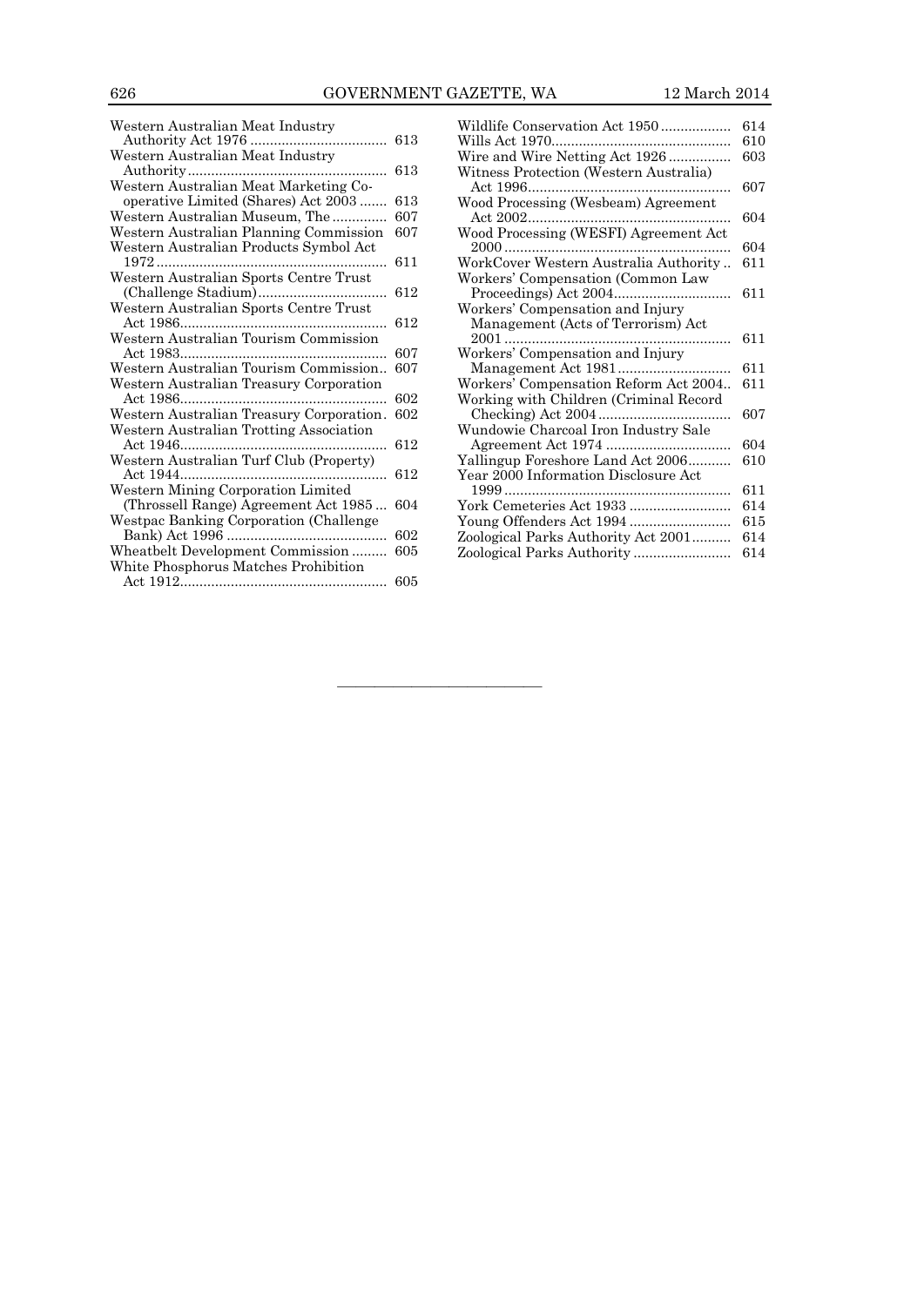Western Australian Meat Industry Authority Act 1976 ... 613
Western Australian Meat Industry Authority ... 613
Western Australian Meat Marketing Co-operative Limited (Shares) Act 2003 ... 613
Western Australian Museum, The ... 607
Western Australian Planning Commission 607
Western Australian Products Symbol Act 1972 ... 611
Western Australian Sports Centre Trust (Challenge Stadium) ... 612
Western Australian Sports Centre Trust Act 1986 ... 612
Western Australian Tourism Commission Act 1983 ... 607
Western Australian Tourism Commission .. 607
Western Australian Treasury Corporation Act 1986 ... 602
Western Australian Treasury Corporation. 602
Western Australian Trotting Association Act 1946 ... 612
Western Australian Turf Club (Property) Act 1944 ... 612
Western Mining Corporation Limited (Throssell Range) Agreement Act 1985 ... 604
Westpac Banking Corporation (Challenge Bank) Act 1996 ... 602
Wheatbelt Development Commission ... 605
White Phosphorus Matches Prohibition Act 1912 ... 605
Wildlife Conservation Act 1950 ... 614
Wills Act 1970 ... 610
Wire and Wire Netting Act 1926 ... 603
Witness Protection (Western Australia) Act 1996 ... 607
Wood Processing (Wesbeam) Agreement Act 2002 ... 604
Wood Processing (WESFI) Agreement Act 2000 ... 604
WorkCover Western Australia Authority .. 611
Workers' Compensation (Common Law Proceedings) Act 2004 ... 611
Workers' Compensation and Injury Management (Acts of Terrorism) Act 2001 ... 611
Workers' Compensation and Injury Management Act 1981 ... 611
Workers' Compensation Reform Act 2004.. 611
Working with Children (Criminal Record Checking) Act 2004 ... 607
Wundowie Charcoal Iron Industry Sale Agreement Act 1974 ... 604
Yallingup Foreshore Land Act 2006 ... 610
Year 2000 Information Disclosure Act 1999 ... 611
York Cemeteries Act 1933 ... 614
Young Offenders Act 1994 ... 615
Zoological Parks Authority Act 2001 ... 614
Zoological Parks Authority ... 614

---